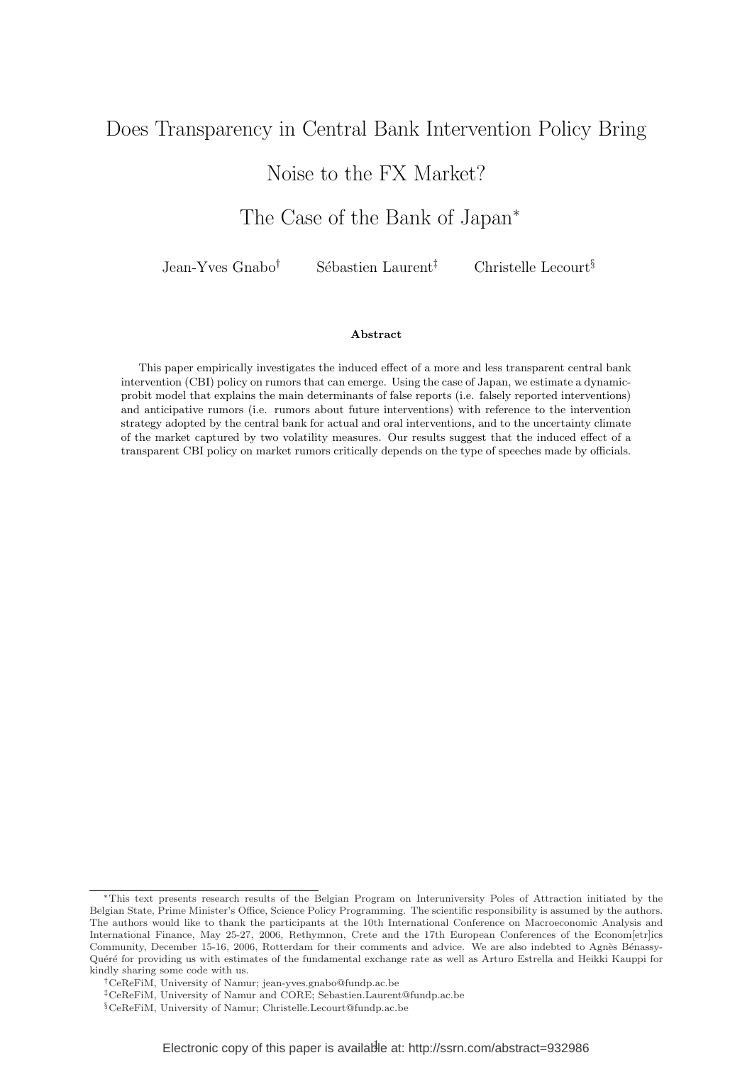# Does Transparency in Central Bank Intervention Policy Bring Noise to the FX Market? The Case of the Bank of Japan[*]

Jean-Yves Gnabo[†] Sébastien Laurent[‡] Christelle Lecourt[§]

**Abstract**

This paper empirically investigates the induced effect of a more and less transparent central bank intervention (CBI) policy on rumors that can emerge. Using the case of Japan, we estimate a dynamic-probit model that explains the main determinants of false reports (i.e. falsely reported interventions) and anticipative rumors (i.e. rumors about future interventions) with reference to the intervention strategy adopted by the central bank for actual and oral interventions, and to the uncertainty climate of the market captured by two volatility measures. Our results suggest that the induced effect of a transparent CBI policy on market rumors critically depends on the type of speeches made by officials.

---

[*] This text presents research results of the Belgian Program on Interuniversity Poles of Attraction initiated by the Belgian State, Prime Minister's Office, Science Policy Programming. The scientific responsibility is assumed by the authors. The authors would like to thank the participants at the 10th International Conference on Macroeconomic Analysis and International Finance, May 25-27, 2006, Rethymnon, Crete and the 17th European Conferences of the Econom[etr]ics Community, December 15-16, 2006, Rotterdam for their comments and advice. We are also indebted to Agnès Bénassy-Quéré for providing us with estimates of the fundamental exchange rate as well as Arturo Estrella and Heikki Kauppi for kindly sharing some code with us.

[†] CeReFiM, University of Namur; jean-yves.gnabo@fundp.ac.be

[‡] CeReFiM, University of Namur and CORE; Sebastien.Laurent@fundp.ac.be

[§] CeReFiM, University of Namur; Christelle.Lecourt@fundp.ac.be

Electronic copy of this paper is available at: http://ssrn.com/abstract=932986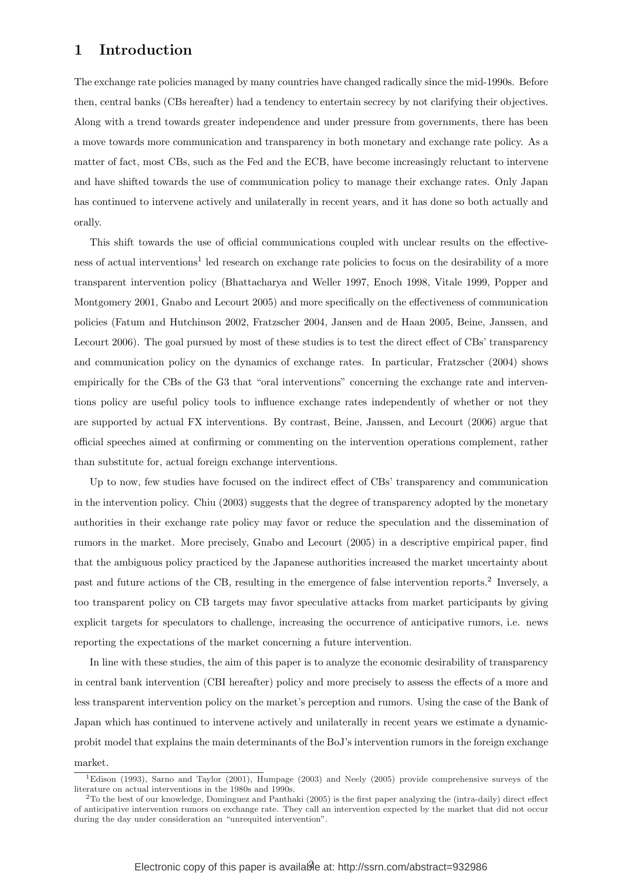# 1 Introduction

The exchange rate policies managed by many countries have changed radically since the mid-1990s. Before then, central banks (CBs hereafter) had a tendency to entertain secrecy by not clarifying their objectives. Along with a trend towards greater independence and under pressure from governments, there has been a move towards more communication and transparency in both monetary and exchange rate policy. As a matter of fact, most CBs, such as the Fed and the ECB, have become increasingly reluctant to intervene and have shifted towards the use of communication policy to manage their exchange rates. Only Japan has continued to intervene actively and unilaterally in recent years, and it has done so both actually and orally.

This shift towards the use of official communications coupled with unclear results on the effectiveness of actual interventions[1] led research on exchange rate policies to focus on the desirability of a more transparent intervention policy (Bhattacharya and Weller 1997, Enoch 1998, Vitale 1999, Popper and Montgomery 2001, Gnabo and Lecourt 2005) and more specifically on the effectiveness of communication policies (Fatum and Hutchinson 2002, Fratzscher 2004, Jansen and de Haan 2005, Beine, Janssen, and Lecourt 2006). The goal pursued by most of these studies is to test the direct effect of CBs' transparency and communication policy on the dynamics of exchange rates. In particular, Fratzscher (2004) shows empirically for the CBs of the G3 that "oral interventions" concerning the exchange rate and interventions policy are useful policy tools to influence exchange rates independently of whether or not they are supported by actual FX interventions. By contrast, Beine, Janssen, and Lecourt (2006) argue that official speeches aimed at confirming or commenting on the intervention operations complement, rather than substitute for, actual foreign exchange interventions.

Up to now, few studies have focused on the indirect effect of CBs' transparency and communication in the intervention policy. Chiu (2003) suggests that the degree of transparency adopted by the monetary authorities in their exchange rate policy may favor or reduce the speculation and the dissemination of rumors in the market. More precisely, Gnabo and Lecourt (2005) in a descriptive empirical paper, find that the ambiguous policy practiced by the Japanese authorities increased the market uncertainty about past and future actions of the CB, resulting in the emergence of false intervention reports.[2] Inversely, a too transparent policy on CB targets may favor speculative attacks from market participants by giving explicit targets for speculators to challenge, increasing the occurrence of anticipative rumors, i.e. news reporting the expectations of the market concerning a future intervention.

In line with these studies, the aim of this paper is to analyze the economic desirability of transparency in central bank intervention (CBI hereafter) policy and more precisely to assess the effects of a more and less transparent intervention policy on the market's perception and rumors. Using the case of the Bank of Japan which has continued to intervene actively and unilaterally in recent years we estimate a dynamic-probit model that explains the main determinants of the BoJ's intervention rumors in the foreign exchange market.

[1] Edison (1993), Sarno and Taylor (2001), Humpage (2003) and Neely (2005) provide comprehensive surveys of the literature on actual interventions in the 1980s and 1990s.

[2] To the best of our knowledge, Dominguez and Panthaki (2005) is the first paper analyzing the (intra-daily) direct effect of anticipative intervention rumors on exchange rate. They call an intervention expected by the market that did not occur during the day under consideration an "unrequited intervention".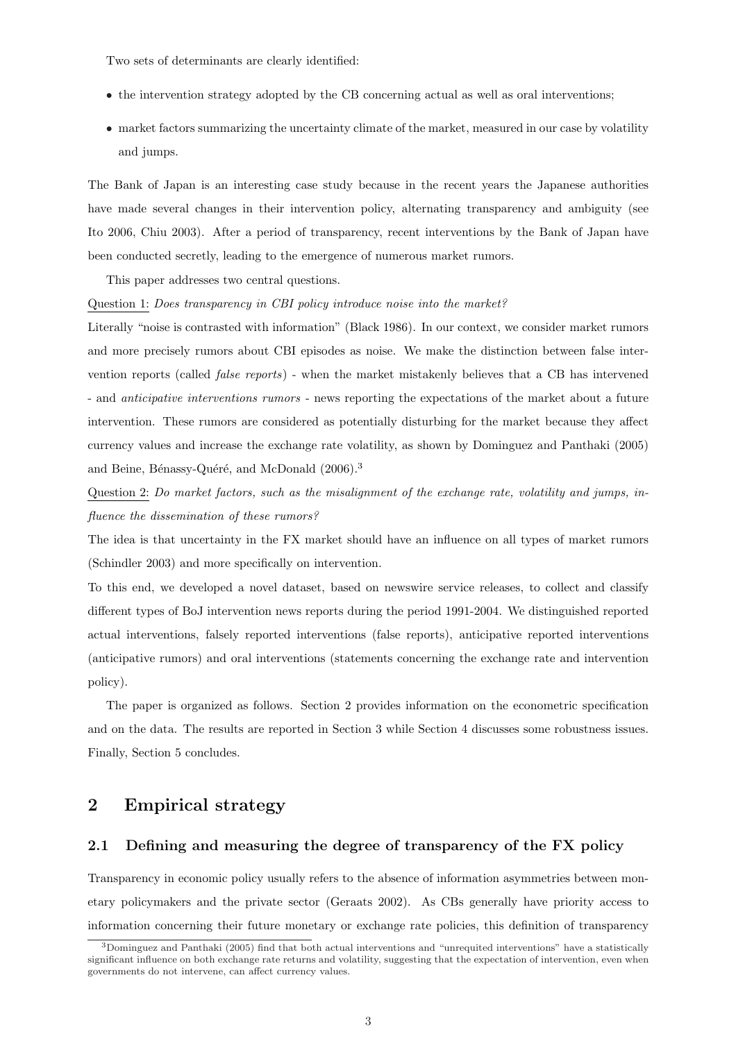Two sets of determinants are clearly identified:

- the intervention strategy adopted by the CB concerning actual as well as oral interventions;
- market factors summarizing the uncertainty climate of the market, measured in our case by volatility and jumps.

The Bank of Japan is an interesting case study because in the recent years the Japanese authorities have made several changes in their intervention policy, alternating transparency and ambiguity (see Ito 2006, Chiu 2003). After a period of transparency, recent interventions by the Bank of Japan have been conducted secretly, leading to the emergence of numerous market rumors.

This paper addresses two central questions.

Question 1: *Does transparency in CBI policy introduce noise into the market?*

Literally "noise is contrasted with information" (Black 1986). In our context, we consider market rumors and more precisely rumors about CBI episodes as noise. We make the distinction between false intervention reports (called *false reports*) - when the market mistakenly believes that a CB has intervened - and *anticipative interventions rumors* - news reporting the expectations of the market about a future intervention. These rumors are considered as potentially disturbing for the market because they affect currency values and increase the exchange rate volatility, as shown by Dominguez and Panthaki (2005) and Beine, Bénassy-Quéré, and McDonald (2006).[3]

Question 2: *Do market factors, such as the misalignment of the exchange rate, volatility and jumps, influence the dissemination of these rumors?*

The idea is that uncertainty in the FX market should have an influence on all types of market rumors (Schindler 2003) and more specifically on intervention.

To this end, we developed a novel dataset, based on newswire service releases, to collect and classify different types of BoJ intervention news reports during the period 1991-2004. We distinguished reported actual interventions, falsely reported interventions (false reports), anticipative reported interventions (anticipative rumors) and oral interventions (statements concerning the exchange rate and intervention policy).

The paper is organized as follows. Section 2 provides information on the econometric specification and on the data. The results are reported in Section 3 while Section 4 discusses some robustness issues. Finally, Section 5 concludes.

## 2 Empirical strategy

### 2.1 Defining and measuring the degree of transparency of the FX policy

Transparency in economic policy usually refers to the absence of information asymmetries between monetary policymakers and the private sector (Geraats 2002). As CBs generally have priority access to information concerning their future monetary or exchange rate policies, this definition of transparency

[3] Dominguez and Panthaki (2005) find that both actual interventions and "unrequited interventions" have a statistically significant influence on both exchange rate returns and volatility, suggesting that the expectation of intervention, even when governments do not intervene, can affect currency values.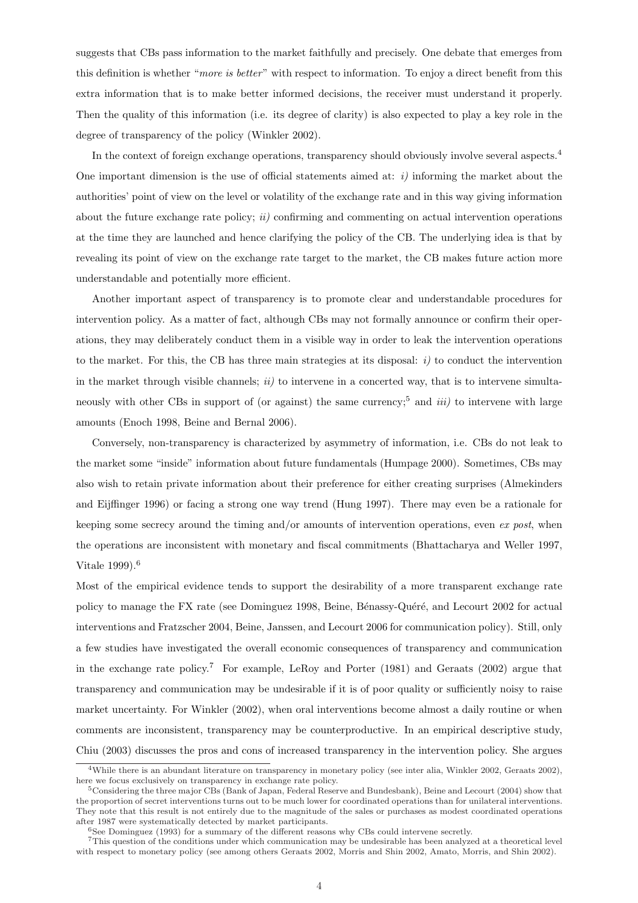suggests that CBs pass information to the market faithfully and precisely. One debate that emerges from this definition is whether "*more is better*" with respect to information. To enjoy a direct benefit from this extra information that is to make better informed decisions, the receiver must understand it properly. Then the quality of this information (i.e. its degree of clarity) is also expected to play a key role in the degree of transparency of the policy (Winkler 2002).

In the context of foreign exchange operations, transparency should obviously involve several aspects.[4] One important dimension is the use of official statements aimed at: *i)* informing the market about the authorities' point of view on the level or volatility of the exchange rate and in this way giving information about the future exchange rate policy; *ii)* confirming and commenting on actual intervention operations at the time they are launched and hence clarifying the policy of the CB. The underlying idea is that by revealing its point of view on the exchange rate target to the market, the CB makes future action more understandable and potentially more efficient.

Another important aspect of transparency is to promote clear and understandable procedures for intervention policy. As a matter of fact, although CBs may not formally announce or confirm their operations, they may deliberately conduct them in a visible way in order to leak the intervention operations to the market. For this, the CB has three main strategies at its disposal: *i)* to conduct the intervention in the market through visible channels; *ii)* to intervene in a concerted way, that is to intervene simultaneously with other CBs in support of (or against) the same currency;[5] and *iii)* to intervene with large amounts (Enoch 1998, Beine and Bernal 2006).

Conversely, non-transparency is characterized by asymmetry of information, i.e. CBs do not leak to the market some "inside" information about future fundamentals (Humpage 2000). Sometimes, CBs may also wish to retain private information about their preference for either creating surprises (Almekinders and Eijffinger 1996) or facing a strong one way trend (Hung 1997). There may even be a rationale for keeping some secrecy around the timing and/or amounts of intervention operations, even *ex post*, when the operations are inconsistent with monetary and fiscal commitments (Bhattacharya and Weller 1997, Vitale 1999).[6]

Most of the empirical evidence tends to support the desirability of a more transparent exchange rate policy to manage the FX rate (see Dominguez 1998, Beine, Bénassy-Quéré, and Lecourt 2002 for actual interventions and Fratzscher 2004, Beine, Janssen, and Lecourt 2006 for communication policy). Still, only a few studies have investigated the overall economic consequences of transparency and communication in the exchange rate policy.[7] For example, LeRoy and Porter (1981) and Geraats (2002) argue that transparency and communication may be undesirable if it is of poor quality or sufficiently noisy to raise market uncertainty. For Winkler (2002), when oral interventions become almost a daily routine or when comments are inconsistent, transparency may be counterproductive. In an empirical descriptive study, Chiu (2003) discusses the pros and cons of increased transparency in the intervention policy. She argues

---

[4] While there is an abundant literature on transparency in monetary policy (see inter alia, Winkler 2002, Geraats 2002), here we focus exclusively on transparency in exchange rate policy.

[5] Considering the three major CBs (Bank of Japan, Federal Reserve and Bundesbank), Beine and Lecourt (2004) show that the proportion of secret interventions turns out to be much lower for coordinated operations than for unilateral interventions. They note that this result is not entirely due to the magnitude of the sales or purchases as modest coordinated operations after 1987 were systematically detected by market participants.

[6] See Dominguez (1993) for a summary of the different reasons why CBs could intervene secretly.

[7] This question of the conditions under which communication may be undesirable has been analyzed at a theoretical level with respect to monetary policy (see among others Geraats 2002, Morris and Shin 2002, Amato, Morris, and Shin 2002).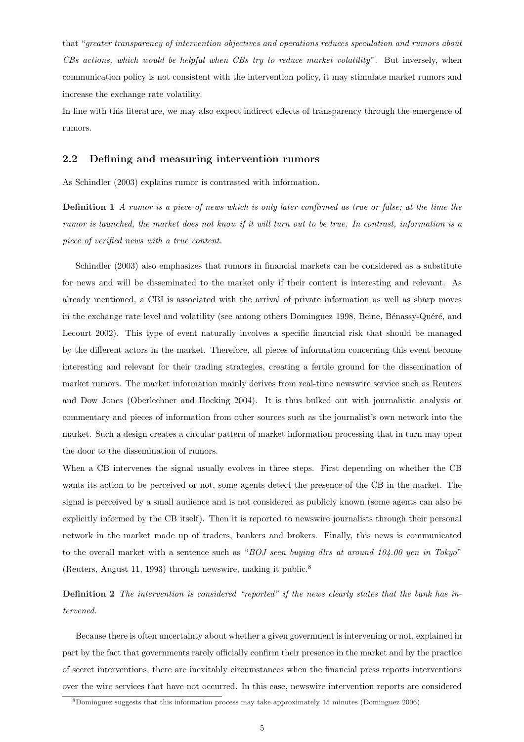that "*greater transparency of intervention objectives and operations reduces speculation and rumors about CBs actions, which would be helpful when CBs try to reduce market volatility*". But inversely, when communication policy is not consistent with the intervention policy, it may stimulate market rumors and increase the exchange rate volatility.

In line with this literature, we may also expect indirect effects of transparency through the emergence of rumors.

## 2.2 Defining and measuring intervention rumors

As Schindler (2003) explains rumor is contrasted with information.

**Definition 1** *A rumor is a piece of news which is only later confirmed as true or false; at the time the rumor is launched, the market does not know if it will turn out to be true. In contrast, information is a piece of verified news with a true content.*

Schindler (2003) also emphasizes that rumors in financial markets can be considered as a substitute for news and will be disseminated to the market only if their content is interesting and relevant. As already mentioned, a CBI is associated with the arrival of private information as well as sharp moves in the exchange rate level and volatility (see among others Dominguez 1998, Beine, Bénassy-Quéré, and Lecourt 2002). This type of event naturally involves a specific financial risk that should be managed by the different actors in the market. Therefore, all pieces of information concerning this event become interesting and relevant for their trading strategies, creating a fertile ground for the dissemination of market rumors. The market information mainly derives from real-time newswire service such as Reuters and Dow Jones (Oberlechner and Hocking 2004). It is thus bulked out with journalistic analysis or commentary and pieces of information from other sources such as the journalist's own network into the market. Such a design creates a circular pattern of market information processing that in turn may open the door to the dissemination of rumors.

When a CB intervenes the signal usually evolves in three steps. First depending on whether the CB wants its action to be perceived or not, some agents detect the presence of the CB in the market. The signal is perceived by a small audience and is not considered as publicly known (some agents can also be explicitly informed by the CB itself). Then it is reported to newswire journalists through their personal network in the market made up of traders, bankers and brokers. Finally, this news is communicated to the overall market with a sentence such as "*BOJ seen buying dlrs at around 104.00 yen in Tokyo*" (Reuters, August 11, 1993) through newswire, making it public.[8]

**Definition 2** *The intervention is considered "reported" if the news clearly states that the bank has intervened.*

Because there is often uncertainty about whether a given government is intervening or not, explained in part by the fact that governments rarely officially confirm their presence in the market and by the practice of secret interventions, there are inevitably circumstances when the financial press reports interventions over the wire services that have not occurred. In this case, newswire intervention reports are considered

[8] Dominguez suggests that this information process may take approximately 15 minutes (Dominguez 2006).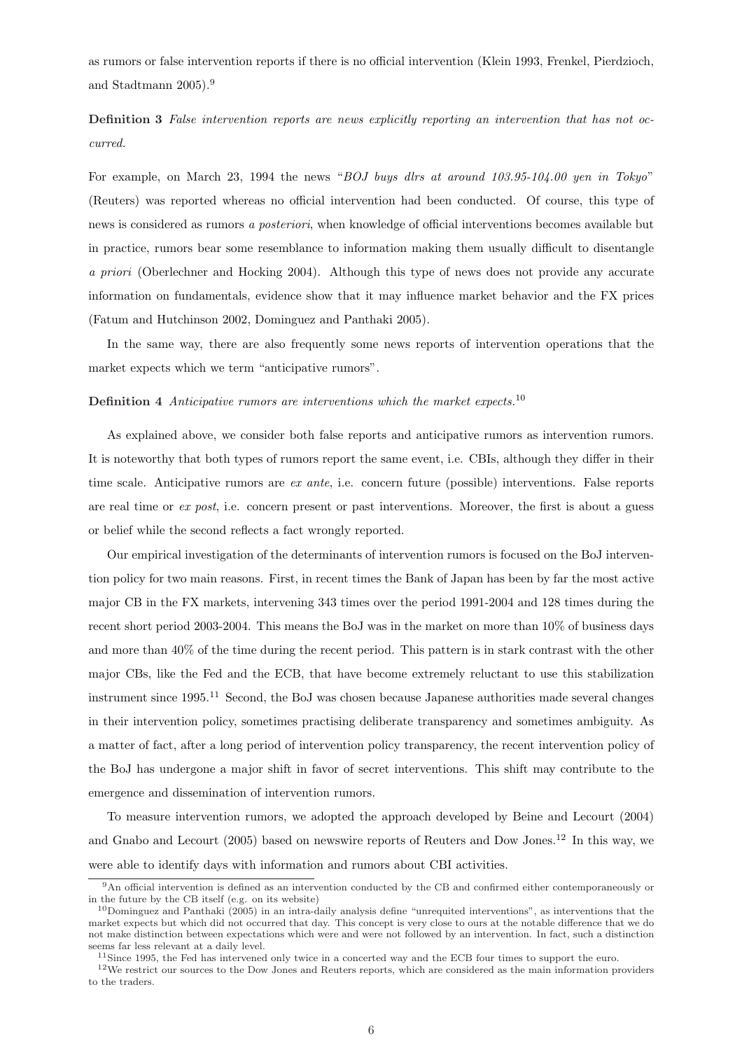as rumors or false intervention reports if there is no official intervention (Klein 1993, Frenkel, Pierdzioch, and Stadtmann 2005).[9]

**Definition 3** *False intervention reports are news explicitly reporting an intervention that has not occurred.*

For example, on March 23, 1994 the news "*BOJ buys dlrs at around 103.95-104.00 yen in Tokyo*" (Reuters) was reported whereas no official intervention had been conducted. Of course, this type of news is considered as rumors *a posteriori*, when knowledge of official interventions becomes available but in practice, rumors bear some resemblance to information making them usually difficult to disentangle *a priori* (Oberlechner and Hocking 2004). Although this type of news does not provide any accurate information on fundamentals, evidence show that it may influence market behavior and the FX prices (Fatum and Hutchinson 2002, Dominguez and Panthaki 2005).

In the same way, there are also frequently some news reports of intervention operations that the market expects which we term "anticipative rumors".

**Definition 4** *Anticipative rumors are interventions which the market expects.*[10]

As explained above, we consider both false reports and anticipative rumors as intervention rumors. It is noteworthy that both types of rumors report the same event, i.e. CBIs, although they differ in their time scale. Anticipative rumors are *ex ante*, i.e. concern future (possible) interventions. False reports are real time or *ex post*, i.e. concern present or past interventions. Moreover, the first is about a guess or belief while the second reflects a fact wrongly reported.

Our empirical investigation of the determinants of intervention rumors is focused on the BoJ intervention policy for two main reasons. First, in recent times the Bank of Japan has been by far the most active major CB in the FX markets, intervening 343 times over the period 1991-2004 and 128 times during the recent short period 2003-2004. This means the BoJ was in the market on more than 10% of business days and more than 40% of the time during the recent period. This pattern is in stark contrast with the other major CBs, like the Fed and the ECB, that have become extremely reluctant to use this stabilization instrument since 1995.[11] Second, the BoJ was chosen because Japanese authorities made several changes in their intervention policy, sometimes practising deliberate transparency and sometimes ambiguity. As a matter of fact, after a long period of intervention policy transparency, the recent intervention policy of the BoJ has undergone a major shift in favor of secret interventions. This shift may contribute to the emergence and dissemination of intervention rumors.

To measure intervention rumors, we adopted the approach developed by Beine and Lecourt (2004) and Gnabo and Lecourt (2005) based on newswire reports of Reuters and Dow Jones.[12] In this way, we were able to identify days with information and rumors about CBI activities.

---

[9] An official intervention is defined as an intervention conducted by the CB and confirmed either contemporaneously or in the future by the CB itself (e.g. on its website)

[10] Dominguez and Panthaki (2005) in an intra-daily analysis define "unrequited interventions", as interventions that the market expects but which did not occurred that day. This concept is very close to ours at the notable difference that we do not make distinction between expectations which were and were not followed by an intervention. In fact, such a distinction seems far less relevant at a daily level.

[11] Since 1995, the Fed has intervened only twice in a concerted way and the ECB four times to support the euro.

[12] We restrict our sources to the Dow Jones and Reuters reports, which are considered as the main information providers to the traders.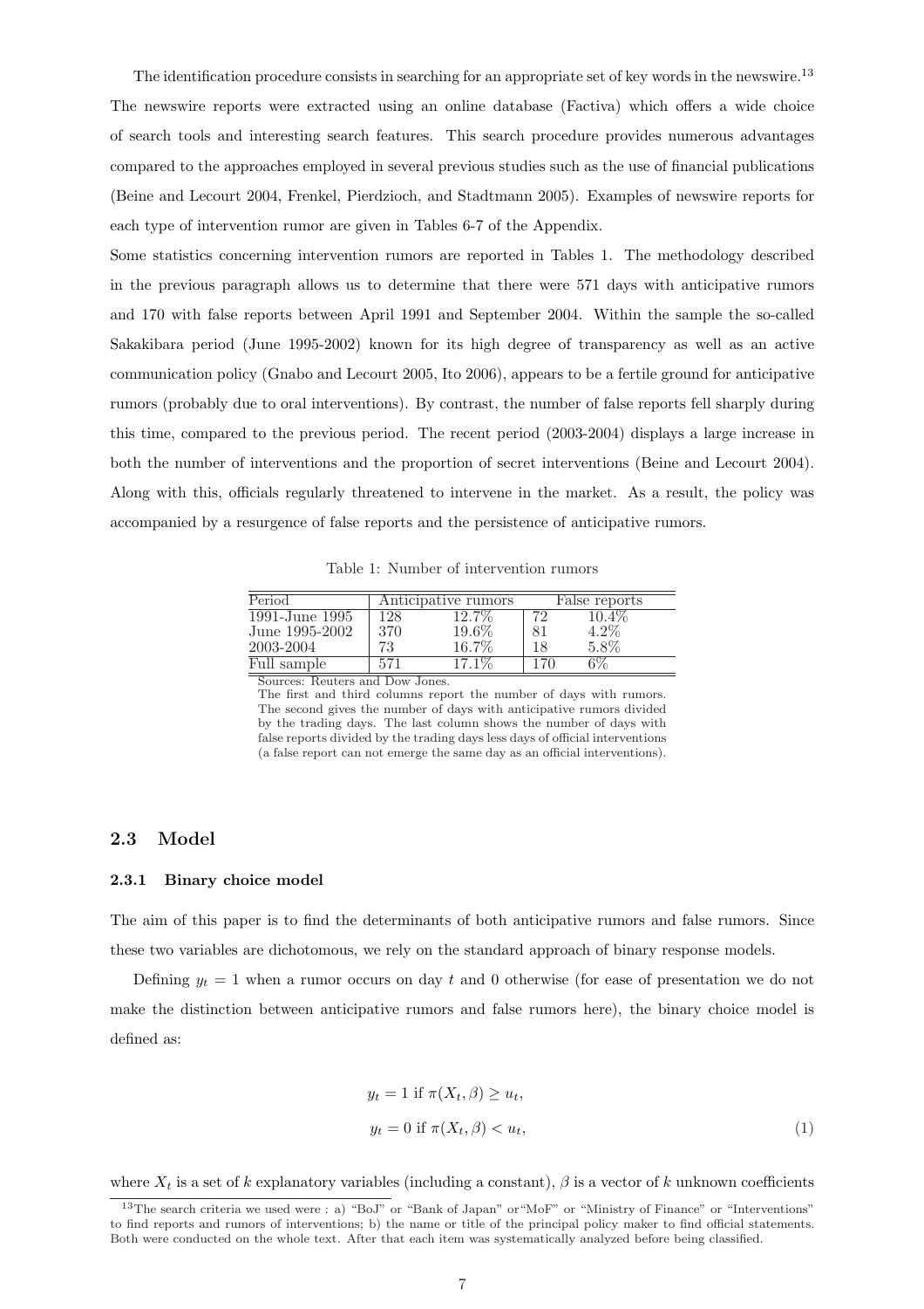The identification procedure consists in searching for an appropriate set of key words in the newswire.[13] The newswire reports were extracted using an online database (Factiva) which offers a wide choice of search tools and interesting search features. This search procedure provides numerous advantages compared to the approaches employed in several previous studies such as the use of financial publications (Beine and Lecourt 2004, Frenkel, Pierdzioch, and Stadtmann 2005). Examples of newswire reports for each type of intervention rumor are given in Tables 6-7 of the Appendix.

Some statistics concerning intervention rumors are reported in Tables 1. The methodology described in the previous paragraph allows us to determine that there were 571 days with anticipative rumors and 170 with false reports between April 1991 and September 2004. Within the sample the so-called Sakakibara period (June 1995-2002) known for its high degree of transparency as well as an active communication policy (Gnabo and Lecourt 2005, Ito 2006), appears to be a fertile ground for anticipative rumors (probably due to oral interventions). By contrast, the number of false reports fell sharply during this time, compared to the previous period. The recent period (2003-2004) displays a large increase in both the number of interventions and the proportion of secret interventions (Beine and Lecourt 2004). Along with this, officials regularly threatened to intervene in the market. As a result, the policy was accompanied by a resurgence of false reports and the persistence of anticipative rumors.

Table 1: Number of intervention rumors

| Period | Anticipative rumors | | False reports | |
|---|---|---|---|---|
| 1991-June 1995 | 128 | 12.7% | 72 | 10.4% |
| June 1995-2002 | 370 | 19.6% | 81 | 4.2% |
| 2003-2004 | 73 | 16.7% | 18 | 5.8% |
| Full sample | 571 | 17.1% | 170 | 6% |

Sources: Reuters and Dow Jones.
The first and third columns report the number of days with rumors. The second gives the number of days with anticipative rumors divided by the trading days. The last column shows the number of days with false reports divided by the trading days less days of official interventions (a false report can not emerge the same day as an official interventions).

## 2.3 Model

### 2.3.1 Binary choice model

The aim of this paper is to find the determinants of both anticipative rumors and false rumors. Since these two variables are dichotomous, we rely on the standard approach of binary response models.

Defining $y_t = 1$ when a rumor occurs on day $t$ and 0 otherwise (for ease of presentation we do not make the distinction between anticipative rumors and false rumors here), the binary choice model is defined as:

$$
\begin{aligned}
y_t &= 1 \text{ if } \pi(X_t, \beta) \geq u_t, \\
y_t &= 0 \text{ if } \pi(X_t, \beta) < u_t,
\end{aligned} \tag{1}
$$

where $X_t$ is a set of $k$ explanatory variables (including a constant), $\beta$ is a vector of $k$ unknown coefficients

[13] The search criteria we used were : a) "BoJ" or "Bank of Japan" or "MoF" or "Ministry of Finance" or "Interventions" to find reports and rumors of interventions; b) the name or title of the principal policy maker to find official statements. Both were conducted on the whole text. After that each item was systematically analyzed before being classified.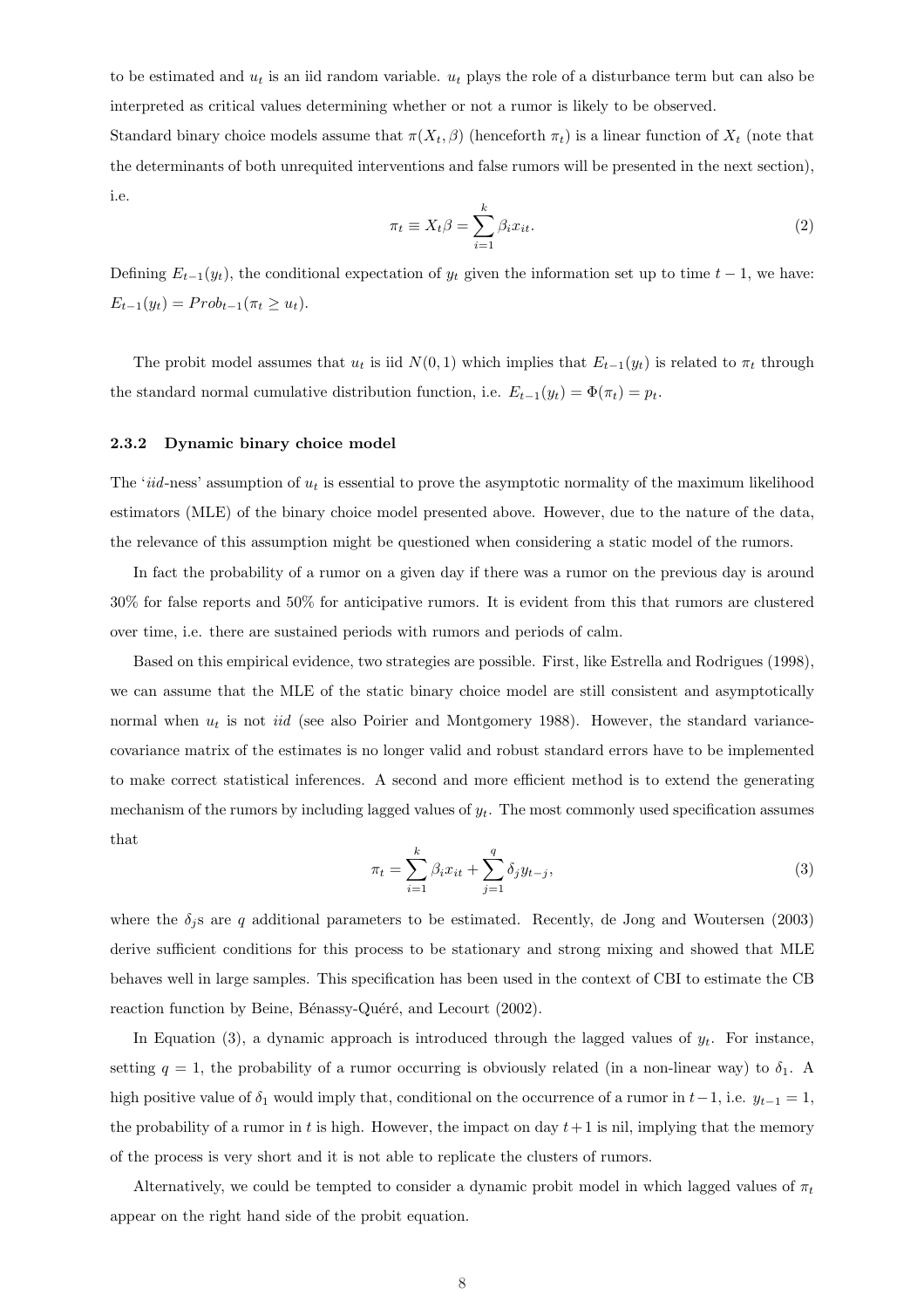to be estimated and $u_t$ is an iid random variable. $u_t$ plays the role of a disturbance term but can also be interpreted as critical values determining whether or not a rumor is likely to be observed.

Standard binary choice models assume that $\pi(X_t, \beta)$ (henceforth $\pi_t$) is a linear function of $X_t$ (note that the determinants of both unrequited interventions and false rumors will be presented in the next section), i.e.

$$\pi_t \equiv X_t \beta = \sum_{i=1}^{k} \beta_i x_{it}. \tag{2}$$

Defining $E_{t-1}(y_t)$, the conditional expectation of $y_t$ given the information set up to time $t-1$, we have: $E_{t-1}(y_t) = Prob_{t-1}(\pi_t \geq u_t)$.

The probit model assumes that $u_t$ is iid $N(0,1)$ which implies that $E_{t-1}(y_t)$ is related to $\pi_t$ through the standard normal cumulative distribution function, i.e. $E_{t-1}(y_t) = \Phi(\pi_t) = p_t$.

### 2.3.2 Dynamic binary choice model

The '*iid*-ness' assumption of $u_t$ is essential to prove the asymptotic normality of the maximum likelihood estimators (MLE) of the binary choice model presented above. However, due to the nature of the data, the relevance of this assumption might be questioned when considering a static model of the rumors.

In fact the probability of a rumor on a given day if there was a rumor on the previous day is around 30% for false reports and 50% for anticipative rumors. It is evident from this that rumors are clustered over time, i.e. there are sustained periods with rumors and periods of calm.

Based on this empirical evidence, two strategies are possible. First, like Estrella and Rodrigues (1998), we can assume that the MLE of the static binary choice model are still consistent and asymptotically normal when $u_t$ is not *iid* (see also Poirier and Montgomery 1988). However, the standard variance-covariance matrix of the estimates is no longer valid and robust standard errors have to be implemented to make correct statistical inferences. A second and more efficient method is to extend the generating mechanism of the rumors by including lagged values of $y_t$. The most commonly used specification assumes that

$$\pi_t = \sum_{i=1}^{k} \beta_i x_{it} + \sum_{j=1}^{q} \delta_j y_{t-j}, \tag{3}$$

where the $\delta_j$s are $q$ additional parameters to be estimated. Recently, de Jong and Woutersen (2003) derive sufficient conditions for this process to be stationary and strong mixing and showed that MLE behaves well in large samples. This specification has been used in the context of CBI to estimate the CB reaction function by Beine, Bénassy-Quéré, and Lecourt (2002).

In Equation (3), a dynamic approach is introduced through the lagged values of $y_t$. For instance, setting $q = 1$, the probability of a rumor occurring is obviously related (in a non-linear way) to $\delta_1$. A high positive value of $\delta_1$ would imply that, conditional on the occurrence of a rumor in $t-1$, i.e. $y_{t-1} = 1$, the probability of a rumor in $t$ is high. However, the impact on day $t+1$ is nil, implying that the memory of the process is very short and it is not able to replicate the clusters of rumors.

Alternatively, we could be tempted to consider a dynamic probit model in which lagged values of $\pi_t$ appear on the right hand side of the probit equation.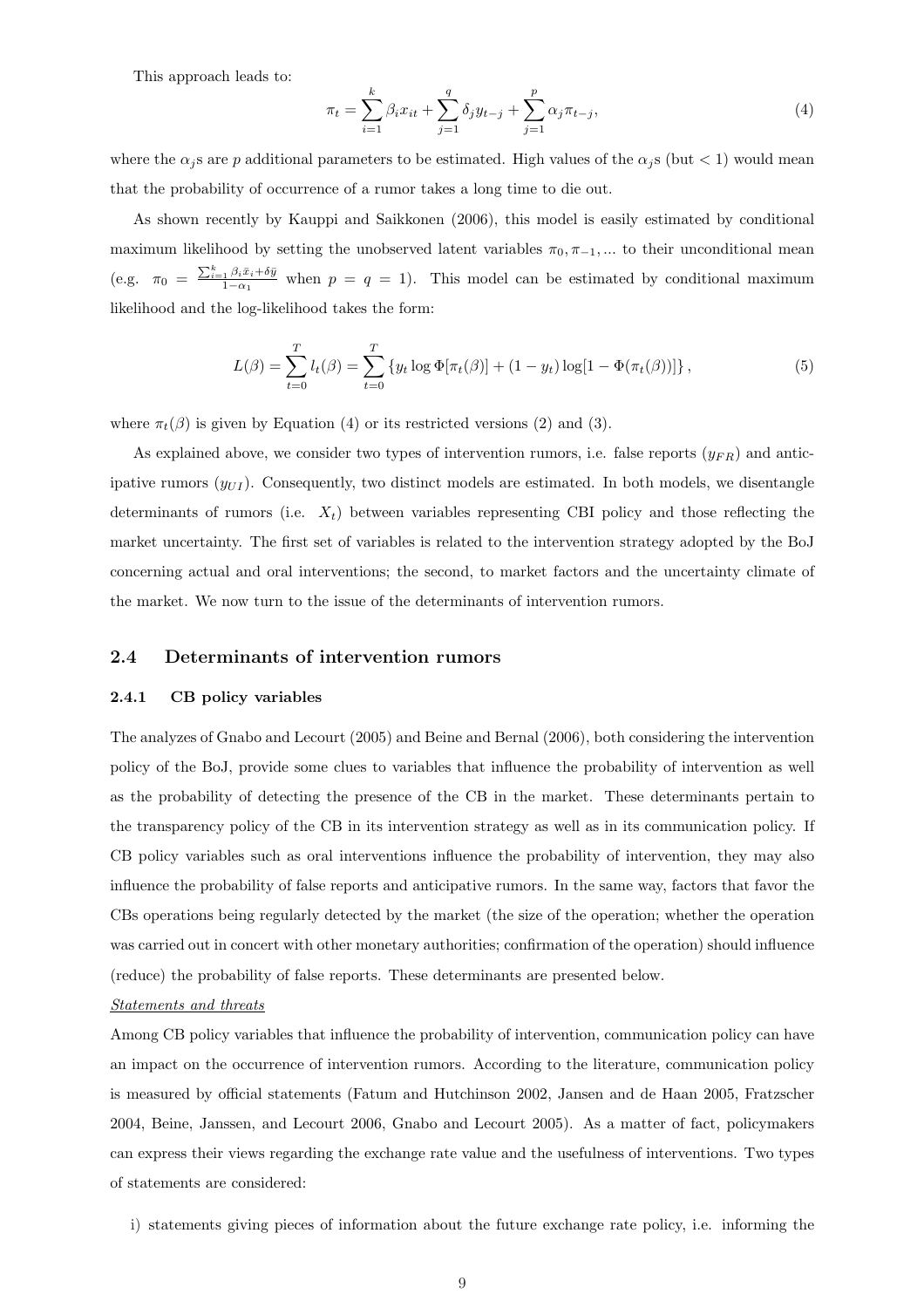This approach leads to:

$$\pi_t = \sum_{i=1}^{k} \beta_i x_{it} + \sum_{j=1}^{q} \delta_j y_{t-j} + \sum_{j=1}^{p} \alpha_j \pi_{t-j}, \tag{4}$$

where the $\alpha_j$s are $p$ additional parameters to be estimated. High values of the $\alpha_j$s (but $< 1$) would mean that the probability of occurrence of a rumor takes a long time to die out.

As shown recently by Kauppi and Saikkonen (2006), this model is easily estimated by conditional maximum likelihood by setting the unobserved latent variables $\pi_0, \pi_{-1}, ...$ to their unconditional mean (e.g. $\pi_0 = \frac{\sum_{i=1}^{k} \beta_i \bar{x}_i + \delta \bar{y}}{1-\alpha_1}$ when $p = q = 1$). This model can be estimated by conditional maximum likelihood and the log-likelihood takes the form:

$$L(\beta) = \sum_{t=0}^{T} l_t(\beta) = \sum_{t=0}^{T} \{y_t \log \Phi[\pi_t(\beta)] + (1 - y_t) \log[1 - \Phi(\pi_t(\beta))]\}, \tag{5}$$

where $\pi_t(\beta)$ is given by Equation (4) or its restricted versions (2) and (3).

As explained above, we consider two types of intervention rumors, i.e. false reports ($y_{FR}$) and anticipative rumors ($y_{UI}$). Consequently, two distinct models are estimated. In both models, we disentangle determinants of rumors (i.e. $X_t$) between variables representing CBI policy and those reflecting the market uncertainty. The first set of variables is related to the intervention strategy adopted by the BoJ concerning actual and oral interventions; the second, to market factors and the uncertainty climate of the market. We now turn to the issue of the determinants of intervention rumors.

## 2.4 Determinants of intervention rumors

### 2.4.1 CB policy variables

The analyzes of Gnabo and Lecourt (2005) and Beine and Bernal (2006), both considering the intervention policy of the BoJ, provide some clues to variables that influence the probability of intervention as well as the probability of detecting the presence of the CB in the market. These determinants pertain to the transparency policy of the CB in its intervention strategy as well as in its communication policy. If CB policy variables such as oral interventions influence the probability of intervention, they may also influence the probability of false reports and anticipative rumors. In the same way, factors that favor the CBs operations being regularly detected by the market (the size of the operation; whether the operation was carried out in concert with other monetary authorities; confirmation of the operation) should influence (reduce) the probability of false reports. These determinants are presented below.

*Statements and threats*

Among CB policy variables that influence the probability of intervention, communication policy can have an impact on the occurrence of intervention rumors. According to the literature, communication policy is measured by official statements (Fatum and Hutchinson 2002, Jansen and de Haan 2005, Fratzscher 2004, Beine, Janssen, and Lecourt 2006, Gnabo and Lecourt 2005). As a matter of fact, policymakers can express their views regarding the exchange rate value and the usefulness of interventions. Two types of statements are considered:

i) statements giving pieces of information about the future exchange rate policy, i.e. informing the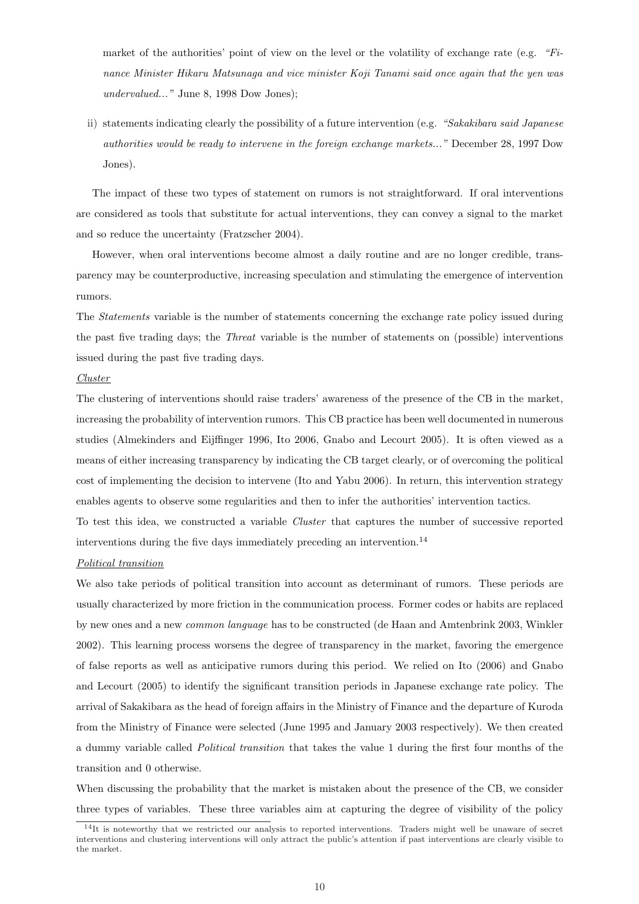market of the authorities' point of view on the level or the volatility of exchange rate (e.g. *"Finance Minister Hikaru Matsunaga and vice minister Koji Tanami said once again that the yen was undervalued..."* June 8, 1998 Dow Jones);

ii) statements indicating clearly the possibility of a future intervention (e.g. *"Sakakibara said Japanese authorities would be ready to intervene in the foreign exchange markets..."* December 28, 1997 Dow Jones).

The impact of these two types of statement on rumors is not straightforward. If oral interventions are considered as tools that substitute for actual interventions, they can convey a signal to the market and so reduce the uncertainty (Fratzscher 2004).

However, when oral interventions become almost a daily routine and are no longer credible, transparency may be counterproductive, increasing speculation and stimulating the emergence of intervention rumors.

The *Statements* variable is the number of statements concerning the exchange rate policy issued during the past five trading days; the *Threat* variable is the number of statements on (possible) interventions issued during the past five trading days.

<u>Cluster</u>

The clustering of interventions should raise traders' awareness of the presence of the CB in the market, increasing the probability of intervention rumors. This CB practice has been well documented in numerous studies (Almekinders and Eijffinger 1996, Ito 2006, Gnabo and Lecourt 2005). It is often viewed as a means of either increasing transparency by indicating the CB target clearly, or of overcoming the political cost of implementing the decision to intervene (Ito and Yabu 2006). In return, this intervention strategy enables agents to observe some regularities and then to infer the authorities' intervention tactics.

To test this idea, we constructed a variable *Cluster* that captures the number of successive reported interventions during the five days immediately preceding an intervention.[14]

<u>Political transition</u>

We also take periods of political transition into account as determinant of rumors. These periods are usually characterized by more friction in the communication process. Former codes or habits are replaced by new ones and a new *common language* has to be constructed (de Haan and Amtenbrink 2003, Winkler 2002). This learning process worsens the degree of transparency in the market, favoring the emergence of false reports as well as anticipative rumors during this period. We relied on Ito (2006) and Gnabo and Lecourt (2005) to identify the significant transition periods in Japanese exchange rate policy. The arrival of Sakakibara as the head of foreign affairs in the Ministry of Finance and the departure of Kuroda from the Ministry of Finance were selected (June 1995 and January 2003 respectively). We then created a dummy variable called *Political transition* that takes the value 1 during the first four months of the transition and 0 otherwise.

When discussing the probability that the market is mistaken about the presence of the CB, we consider three types of variables. These three variables aim at capturing the degree of visibility of the policy

[14] It is noteworthy that we restricted our analysis to reported interventions. Traders might well be unaware of secret interventions and clustering interventions will only attract the public's attention if past interventions are clearly visible to the market.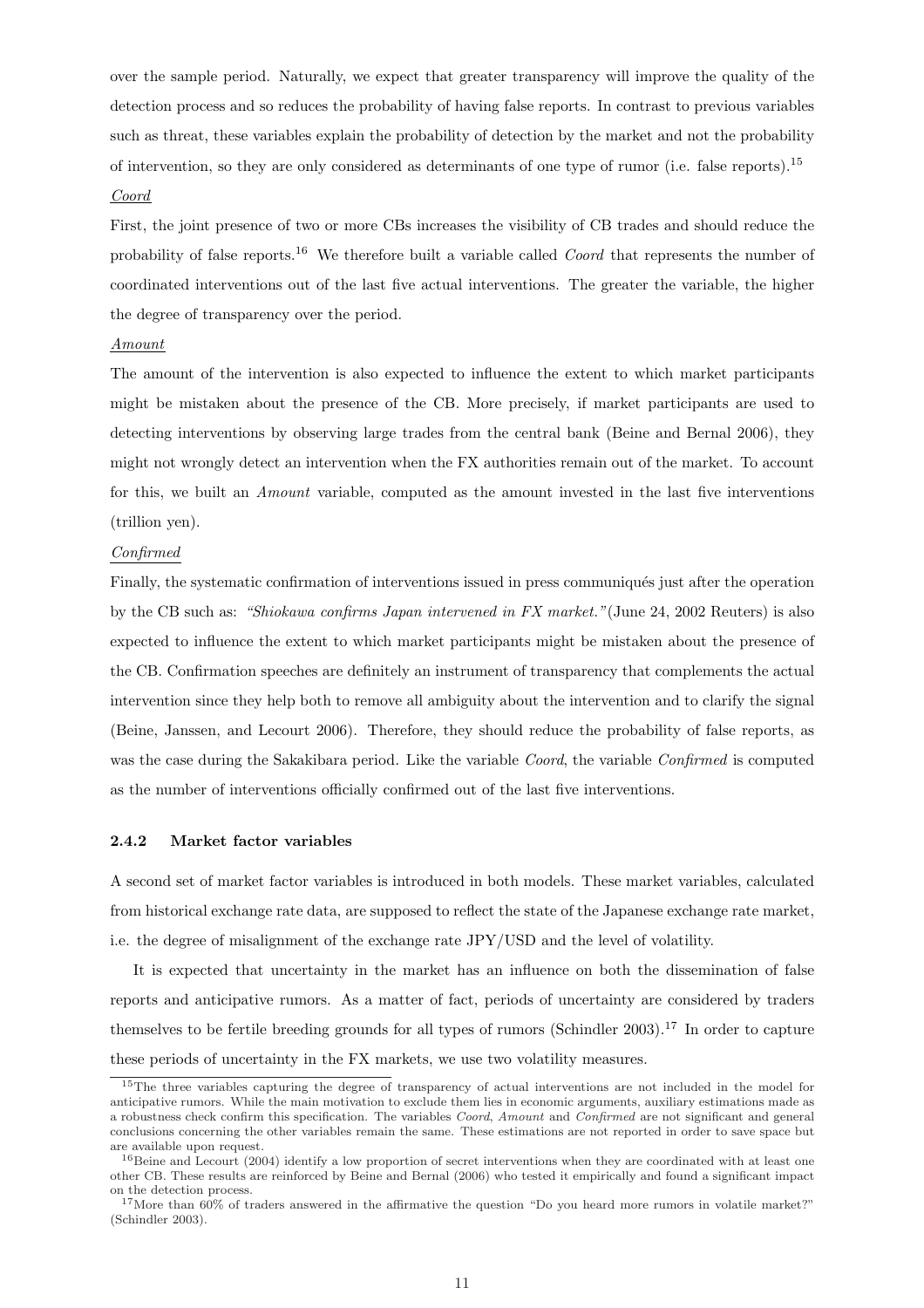over the sample period. Naturally, we expect that greater transparency will improve the quality of the detection process and so reduces the probability of having false reports. In contrast to previous variables such as threat, these variables explain the probability of detection by the market and not the probability of intervention, so they are only considered as determinants of one type of rumor (i.e. false reports).[15]

*Coord*

First, the joint presence of two or more CBs increases the visibility of CB trades and should reduce the probability of false reports.[16] We therefore built a variable called *Coord* that represents the number of coordinated interventions out of the last five actual interventions. The greater the variable, the higher the degree of transparency over the period.

*Amount*

The amount of the intervention is also expected to influence the extent to which market participants might be mistaken about the presence of the CB. More precisely, if market participants are used to detecting interventions by observing large trades from the central bank (Beine and Bernal 2006), they might not wrongly detect an intervention when the FX authorities remain out of the market. To account for this, we built an *Amount* variable, computed as the amount invested in the last five interventions (trillion yen).

*Confirmed*

Finally, the systematic confirmation of interventions issued in press communiqués just after the operation by the CB such as: *"Shiokawa confirms Japan intervened in FX market."*(June 24, 2002 Reuters) is also expected to influence the extent to which market participants might be mistaken about the presence of the CB. Confirmation speeches are definitely an instrument of transparency that complements the actual intervention since they help both to remove all ambiguity about the intervention and to clarify the signal (Beine, Janssen, and Lecourt 2006). Therefore, they should reduce the probability of false reports, as was the case during the Sakakibara period. Like the variable *Coord*, the variable *Confirmed* is computed as the number of interventions officially confirmed out of the last five interventions.

#### 2.4.2 Market factor variables

A second set of market factor variables is introduced in both models. These market variables, calculated from historical exchange rate data, are supposed to reflect the state of the Japanese exchange rate market, i.e. the degree of misalignment of the exchange rate JPY/USD and the level of volatility.

It is expected that uncertainty in the market has an influence on both the dissemination of false reports and anticipative rumors. As a matter of fact, periods of uncertainty are considered by traders themselves to be fertile breeding grounds for all types of rumors (Schindler 2003).[17] In order to capture these periods of uncertainty in the FX markets, we use two volatility measures.

[15] The three variables capturing the degree of transparency of actual interventions are not included in the model for anticipative rumors. While the main motivation to exclude them lies in economic arguments, auxiliary estimations made as a robustness check confirm this specification. The variables *Coord*, *Amount* and *Confirmed* are not significant and general conclusions concerning the other variables remain the same. These estimations are not reported in order to save space but are available upon request.

[16] Beine and Lecourt (2004) identify a low proportion of secret interventions when they are coordinated with at least one other CB. These results are reinforced by Beine and Bernal (2006) who tested it empirically and found a significant impact on the detection process.

[17] More than 60% of traders answered in the affirmative the question "Do you heard more rumors in volatile market?" (Schindler 2003).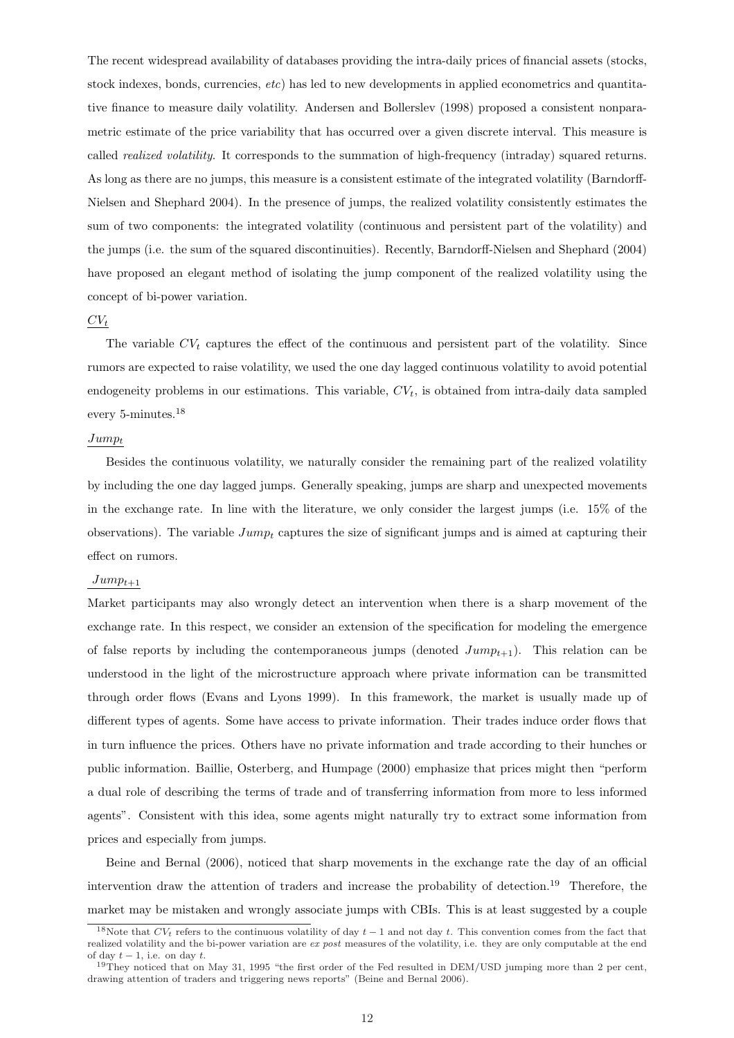The recent widespread availability of databases providing the intra-daily prices of financial assets (stocks, stock indexes, bonds, currencies, *etc*) has led to new developments in applied econometrics and quantitative finance to measure daily volatility. Andersen and Bollerslev (1998) proposed a consistent nonparametric estimate of the price variability that has occurred over a given discrete interval. This measure is called *realized volatility*. It corresponds to the summation of high-frequency (intraday) squared returns. As long as there are no jumps, this measure is a consistent estimate of the integrated volatility (Barndorff-Nielsen and Shephard 2004). In the presence of jumps, the realized volatility consistently estimates the sum of two components: the integrated volatility (continuous and persistent part of the volatility) and the jumps (i.e. the sum of the squared discontinuities). Recently, Barndorff-Nielsen and Shephard (2004) have proposed an elegant method of isolating the jump component of the realized volatility using the concept of bi-power variation.

$\underline{CV_t}$

The variable $CV_t$ captures the effect of the continuous and persistent part of the volatility. Since rumors are expected to raise volatility, we used the one day lagged continuous volatility to avoid potential endogeneity problems in our estimations. This variable, $CV_t$, is obtained from intra-daily data sampled every 5-minutes.[18]

$\underline{Jump_t}$

Besides the continuous volatility, we naturally consider the remaining part of the realized volatility by including the one day lagged jumps. Generally speaking, jumps are sharp and unexpected movements in the exchange rate. In line with the literature, we only consider the largest jumps (i.e. 15% of the observations). The variable $Jump_t$ captures the size of significant jumps and is aimed at capturing their effect on rumors.

$\underline{Jump_{t+1}}$

Market participants may also wrongly detect an intervention when there is a sharp movement of the exchange rate. In this respect, we consider an extension of the specification for modeling the emergence of false reports by including the contemporaneous jumps (denoted $Jump_{t+1}$). This relation can be understood in the light of the microstructure approach where private information can be transmitted through order flows (Evans and Lyons 1999). In this framework, the market is usually made up of different types of agents. Some have access to private information. Their trades induce order flows that in turn influence the prices. Others have no private information and trade according to their hunches or public information. Baillie, Osterberg, and Humpage (2000) emphasize that prices might then "perform a dual role of describing the terms of trade and of transferring information from more to less informed agents". Consistent with this idea, some agents might naturally try to extract some information from prices and especially from jumps.

Beine and Bernal (2006), noticed that sharp movements in the exchange rate the day of an official intervention draw the attention of traders and increase the probability of detection.[19] Therefore, the market may be mistaken and wrongly associate jumps with CBIs. This is at least suggested by a couple

[18] Note that $CV_t$ refers to the continuous volatility of day $t-1$ and not day $t$. This convention comes from the fact that realized volatility and the bi-power variation are *ex post* measures of the volatility, i.e. they are only computable at the end of day $t-1$, i.e. on day $t$.

[19] They noticed that on May 31, 1995 "the first order of the Fed resulted in DEM/USD jumping more than 2 per cent, drawing attention of traders and triggering news reports" (Beine and Bernal 2006).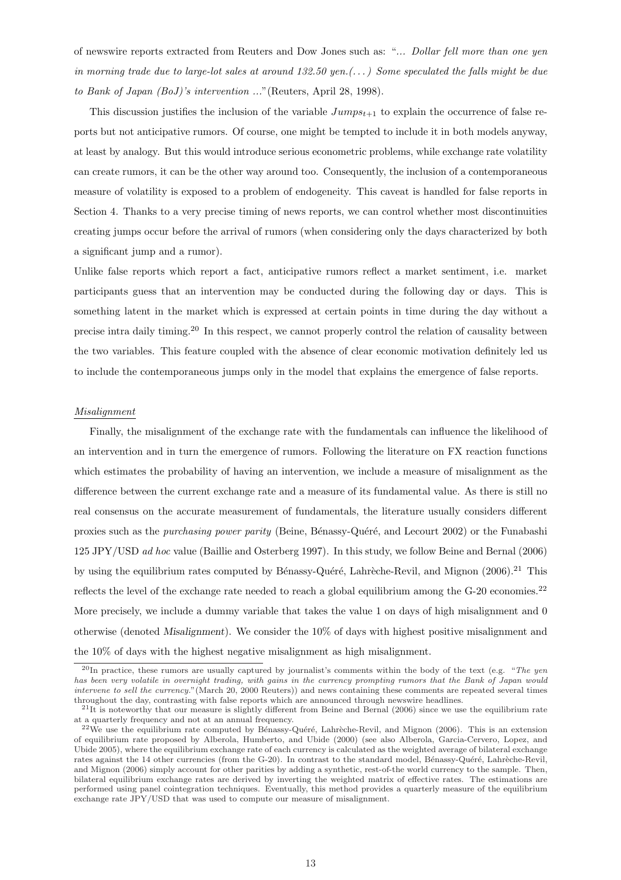of newswire reports extracted from Reuters and Dow Jones such as: "*... Dollar fell more than one yen in morning trade due to large-lot sales at around 132.50 yen.(. . . ) Some speculated the falls might be due to Bank of Japan (BoJ)'s intervention ...*"(Reuters, April 28, 1998).

This discussion justifies the inclusion of the variable $Jumps_{t+1}$ to explain the occurrence of false reports but not anticipative rumors. Of course, one might be tempted to include it in both models anyway, at least by analogy. But this would introduce serious econometric problems, while exchange rate volatility can create rumors, it can be the other way around too. Consequently, the inclusion of a contemporaneous measure of volatility is exposed to a problem of endogeneity. This caveat is handled for false reports in Section 4. Thanks to a very precise timing of news reports, we can control whether most discontinuities creating jumps occur before the arrival of rumors (when considering only the days characterized by both a significant jump and a rumor).

Unlike false reports which report a fact, anticipative rumors reflect a market sentiment, i.e. market participants guess that an intervention may be conducted during the following day or days. This is something latent in the market which is expressed at certain points in time during the day without a precise intra daily timing.[20] In this respect, we cannot properly control the relation of causality between the two variables. This feature coupled with the absence of clear economic motivation definitely led us to include the contemporaneous jumps only in the model that explains the emergence of false reports.

*Misalignment*

Finally, the misalignment of the exchange rate with the fundamentals can influence the likelihood of an intervention and in turn the emergence of rumors. Following the literature on FX reaction functions which estimates the probability of having an intervention, we include a measure of misalignment as the difference between the current exchange rate and a measure of its fundamental value. As there is still no real consensus on the accurate measurement of fundamentals, the literature usually considers different proxies such as the *purchasing power parity* (Beine, Bénassy-Quéré, and Lecourt 2002) or the Funabashi 125 JPY/USD *ad hoc* value (Baillie and Osterberg 1997). In this study, we follow Beine and Bernal (2006) by using the equilibrium rates computed by Bénassy-Quéré, Lahrèche-Revil, and Mignon (2006).[21] This reflects the level of the exchange rate needed to reach a global equilibrium among the G-20 economies.[22] More precisely, we include a dummy variable that takes the value 1 on days of high misalignment and 0 otherwise (denoted *Misalignment*). We consider the 10% of days with highest positive misalignment and the 10% of days with the highest negative misalignment as high misalignment.

[20] In practice, these rumors are usually captured by journalist's comments within the body of the text (e.g. "*The yen has been very volatile in overnight trading, with gains in the currency prompting rumors that the Bank of Japan would intervene to sell the currency.*"(March 20, 2000 Reuters)) and news containing these comments are repeated several times throughout the day, contrasting with false reports which are announced through newswire headlines.

[21] It is noteworthy that our measure is slightly different from Beine and Bernal (2006) since we use the equilibrium rate at a quarterly frequency and not at an annual frequency.

[22] We use the equilibrium rate computed by Bénassy-Quéré, Lahrèche-Revil, and Mignon (2006). This is an extension of equilibrium rate proposed by Alberola, Humberto, and Ubide (2000) (see also Alberola, Garcia-Cervero, Lopez, and Ubide 2005), where the equilibrium exchange rate of each currency is calculated as the weighted average of bilateral exchange rates against the 14 other currencies (from the G-20). In contrast to the standard model, Bénassy-Quéré, Lahrèche-Revil, and Mignon (2006) simply account for other parities by adding a synthetic, rest-of-the world currency to the sample. Then, bilateral equilibrium exchange rates are derived by inverting the weighted matrix of effective rates. The estimations are performed using panel cointegration techniques. Eventually, this method provides a quarterly measure of the equilibrium exchange rate JPY/USD that was used to compute our measure of misalignment.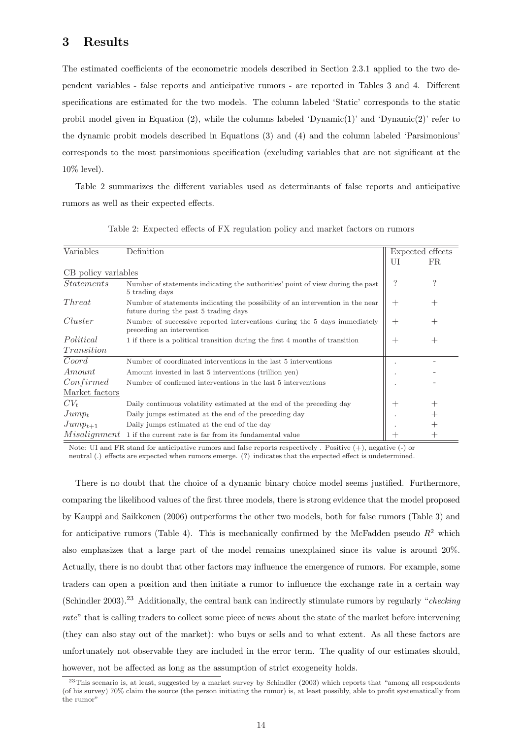## 3 Results

The estimated coefficients of the econometric models described in Section 2.3.1 applied to the two dependent variables - false reports and anticipative rumors - are reported in Tables 3 and 4. Different specifications are estimated for the two models. The column labeled 'Static' corresponds to the static probit model given in Equation (2), while the columns labeled 'Dynamic(1)' and 'Dynamic(2)' refer to the dynamic probit models described in Equations (3) and (4) and the column labeled 'Parsimonious' corresponds to the most parsimonious specification (excluding variables that are not significant at the 10% level).

Table 2 summarizes the different variables used as determinants of false reports and anticipative rumors as well as their expected effects.

Table 2: Expected effects of FX regulation policy and market factors on rumors

| Variables | Definition | Expected effects UI | Expected effects FR |
|---|---|---|---|
| CB policy variables | | | |
| *Statements* | Number of statements indicating the authorities' point of view during the past 5 trading days | ? | ? |
| *Threat* | Number of statements indicating the possibility of an intervention in the near future during the past 5 trading days | + | + |
| *Cluster* | Number of successive reported interventions during the 5 days immediately preceding an intervention | + | + |
| *Political Transition* | 1 if there is a political transition during the first 4 months of transition | + | + |
| *Coord* | Number of coordinated interventions in the last 5 interventions | . | - |
| *Amount* | Amount invested in last 5 interventions (trillion yen) | . | - |
| *Confirmed* | Number of confirmed interventions in the last 5 interventions | . | - |
| Market factors | | | |
| $CV_t$ | Daily continuous volatility estimated at the end of the preceding day | + | + |
| $Jump_t$ | Daily jumps estimated at the end of the preceding day | . | + |
| $Jump_{t+1}$ | Daily jumps estimated at the end of the day | . | + |
| *Misalignment* | 1 if the current rate is far from its fundamental value | + | + |

Note: UI and FR stand for anticipative rumors and false reports respectively . Positive (+), negative (-) or neutral (.) effects are expected when rumors emerge. (?) indicates that the expected effect is undetermined.

There is no doubt that the choice of a dynamic binary choice model seems justified. Furthermore, comparing the likelihood values of the first three models, there is strong evidence that the model proposed by Kauppi and Saikkonen (2006) outperforms the other two models, both for false rumors (Table 3) and for anticipative rumors (Table 4). This is mechanically confirmed by the McFadden pseudo $R^2$ which also emphasizes that a large part of the model remains unexplained since its value is around 20%. Actually, there is no doubt that other factors may influence the emergence of rumors. For example, some traders can open a position and then initiate a rumor to influence the exchange rate in a certain way (Schindler 2003).[23] Additionally, the central bank can indirectly stimulate rumors by regularly "*checking rate*" that is calling traders to collect some piece of news about the state of the market before intervening (they can also stay out of the market): who buys or sells and to what extent. As all these factors are unfortunately not observable they are included in the error term. The quality of our estimates should, however, not be affected as long as the assumption of strict exogeneity holds.

[23] This scenario is, at least, suggested by a market survey by Schindler (2003) which reports that "among all respondents (of his survey) 70% claim the source (the person initiating the rumor) is, at least possibly, able to profit systematically from the rumor"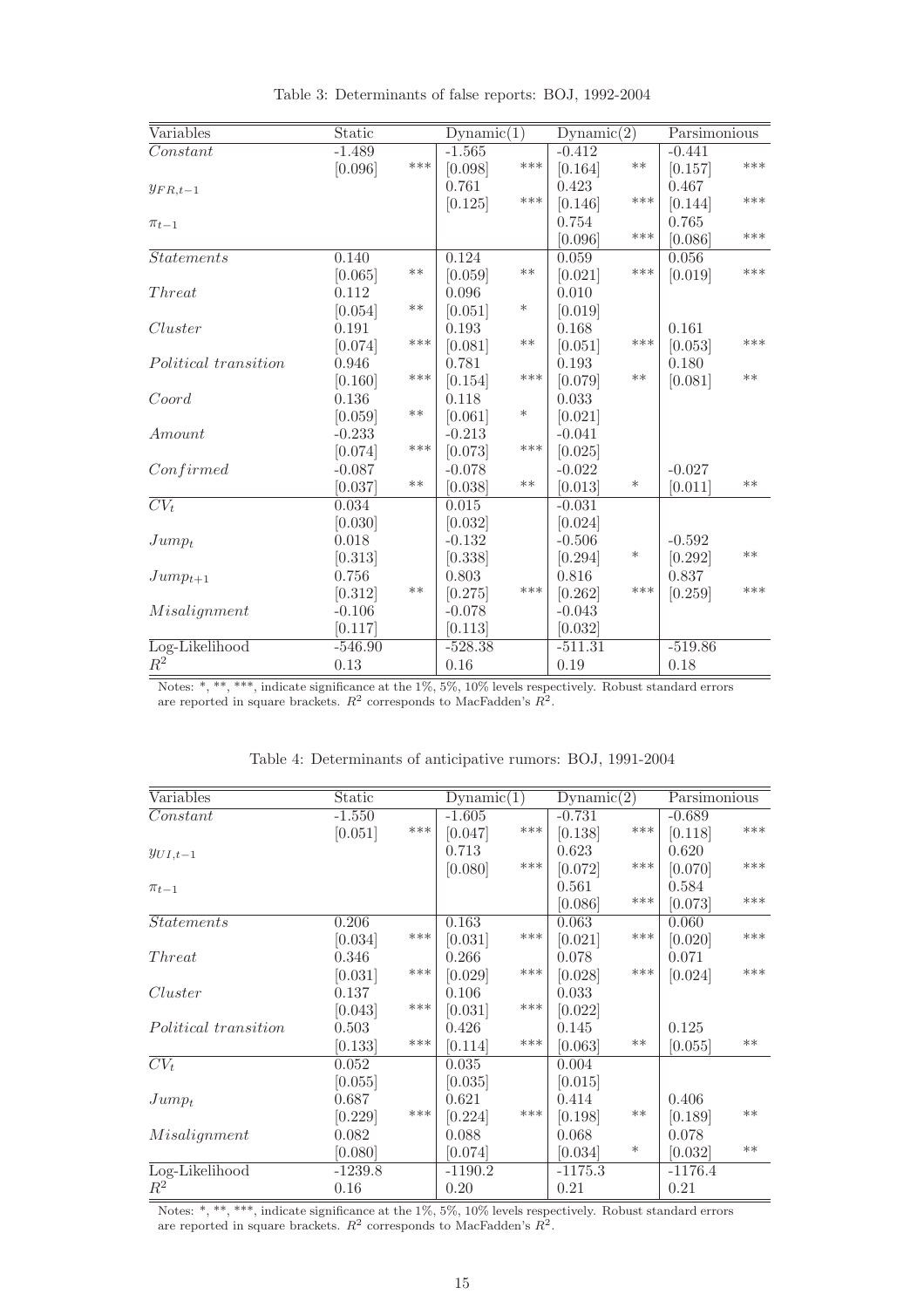Table 3: Determinants of false reports: BOJ, 1992-2004

| Variables | Static | | Dynamic(1) | | Dynamic(2) | | Parsimonious | |
|---|---|---|---|---|---|---|---|---|
| $Constant$ | -1.489 | | -1.565 | | -0.412 | | -0.441 | |
| | [0.096] | *** | [0.098] | *** | [0.164] | ** | [0.157] | *** |
| $y_{FR,t-1}$ | | | 0.761 | | 0.423 | | 0.467 | |
| | | | [0.125] | *** | [0.146] | *** | [0.144] | *** |
| $\pi_{t-1}$ | | | | | 0.754 | | 0.765 | |
| | | | | | [0.096] | *** | [0.086] | *** |
| $Statements$ | 0.140 | | 0.124 | | 0.059 | | 0.056 | |
| | [0.065] | ** | [0.059] | ** | [0.021] | *** | [0.019] | *** |
| $Threat$ | 0.112 | | 0.096 | | 0.010 | | | |
| | [0.054] | ** | [0.051] | * | [0.019] | | | |
| $Cluster$ | 0.191 | | 0.193 | | 0.168 | | 0.161 | |
| | [0.074] | *** | [0.081] | ** | [0.051] | *** | [0.053] | *** |
| $Political\ transition$ | 0.946 | | 0.781 | | 0.193 | | 0.180 | |
| | [0.160] | *** | [0.154] | *** | [0.079] | ** | [0.081] | ** |
| $Coord$ | 0.136 | | 0.118 | | 0.033 | | | |
| | [0.059] | ** | [0.061] | * | [0.021] | | | |
| $Amount$ | -0.233 | | -0.213 | | -0.041 | | | |
| | [0.074] | *** | [0.073] | *** | [0.025] | | | |
| $Confirmed$ | -0.087 | | -0.078 | | -0.022 | | -0.027 | |
| | [0.037] | ** | [0.038] | ** | [0.013] | * | [0.011] | ** |
| $CV_t$ | 0.034 | | 0.015 | | -0.031 | | | |
| | [0.030] | | [0.032] | | [0.024] | | | |
| $Jump_t$ | 0.018 | | -0.132 | | -0.506 | | -0.592 | |
| | [0.313] | | [0.338] | | [0.294] | * | [0.292] | ** |
| $Jump_{t+1}$ | 0.756 | | 0.803 | | 0.816 | | 0.837 | |
| | [0.312] | ** | [0.275] | *** | [0.262] | *** | [0.259] | *** |
| $Misalignment$ | -0.106 | | -0.078 | | -0.043 | | | |
| | [0.117] | | [0.113] | | [0.032] | | | |
| Log-Likelihood | -546.90 | | -528.38 | | -511.31 | | -519.86 | |
| $R^2$ | 0.13 | | 0.16 | | 0.19 | | 0.18 | |

Notes: *, **, ***, indicate significance at the 1%, 5%, 10% levels respectively. Robust standard errors are reported in square brackets. $R^2$ corresponds to MacFadden's $R^2$.

Table 4: Determinants of anticipative rumors: BOJ, 1991-2004

| Variables | Static | | Dynamic(1) | | Dynamic(2) | | Parsimonious | |
|---|---|---|---|---|---|---|---|---|
| $Constant$ | -1.550 | | -1.605 | | -0.731 | | -0.689 | |
| | [0.051] | *** | [0.047] | *** | [0.138] | *** | [0.118] | *** |
| $y_{UI,t-1}$ | | | 0.713 | | 0.623 | | 0.620 | |
| | | | [0.080] | *** | [0.072] | *** | [0.070] | *** |
| $\pi_{t-1}$ | | | | | 0.561 | | 0.584 | |
| | | | | | [0.086] | *** | [0.073] | *** |
| $Statements$ | 0.206 | | 0.163 | | 0.063 | | 0.060 | |
| | [0.034] | *** | [0.031] | *** | [0.021] | *** | [0.020] | *** |
| $Threat$ | 0.346 | | 0.266 | | 0.078 | | 0.071 | |
| | [0.031] | *** | [0.029] | *** | [0.028] | *** | [0.024] | *** |
| $Cluster$ | 0.137 | | 0.106 | | 0.033 | | | |
| | [0.043] | *** | [0.031] | *** | [0.022] | | | |
| $Political\ transition$ | 0.503 | | 0.426 | | 0.145 | | 0.125 | |
| | [0.133] | *** | [0.114] | *** | [0.063] | ** | [0.055] | ** |
| $CV_t$ | 0.052 | | 0.035 | | 0.004 | | | |
| | [0.055] | | [0.035] | | [0.015] | | | |
| $Jump_t$ | 0.687 | | 0.621 | | 0.414 | | 0.406 | |
| | [0.229] | *** | [0.224] | *** | [0.198] | ** | [0.189] | ** |
| $Misalignment$ | 0.082 | | 0.088 | | 0.068 | | 0.078 | |
| | [0.080] | | [0.074] | | [0.034] | * | [0.032] | ** |
| Log-Likelihood | -1239.8 | | -1190.2 | | -1175.3 | | -1176.4 | |
| $R^2$ | 0.16 | | 0.20 | | 0.21 | | 0.21 | |

Notes: *, **, ***, indicate significance at the 1%, 5%, 10% levels respectively. Robust standard errors are reported in square brackets. $R^2$ corresponds to MacFadden's $R^2$.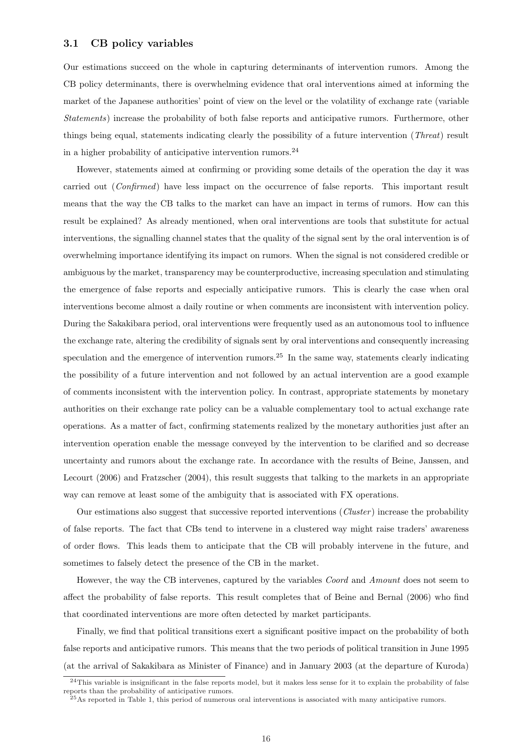### 3.1 CB policy variables

Our estimations succeed on the whole in capturing determinants of intervention rumors. Among the CB policy determinants, there is overwhelming evidence that oral interventions aimed at informing the market of the Japanese authorities' point of view on the level or the volatility of exchange rate (variable *Statements*) increase the probability of both false reports and anticipative rumors. Furthermore, other things being equal, statements indicating clearly the possibility of a future intervention (*Threat*) result in a higher probability of anticipative intervention rumors.[24]

However, statements aimed at confirming or providing some details of the operation the day it was carried out (*Confirmed*) have less impact on the occurrence of false reports. This important result means that the way the CB talks to the market can have an impact in terms of rumors. How can this result be explained? As already mentioned, when oral interventions are tools that substitute for actual interventions, the signalling channel states that the quality of the signal sent by the oral intervention is of overwhelming importance identifying its impact on rumors. When the signal is not considered credible or ambiguous by the market, transparency may be counterproductive, increasing speculation and stimulating the emergence of false reports and especially anticipative rumors. This is clearly the case when oral interventions become almost a daily routine or when comments are inconsistent with intervention policy. During the Sakakibara period, oral interventions were frequently used as an autonomous tool to influence the exchange rate, altering the credibility of signals sent by oral interventions and consequently increasing speculation and the emergence of intervention rumors.[25] In the same way, statements clearly indicating the possibility of a future intervention and not followed by an actual intervention are a good example of comments inconsistent with the intervention policy. In contrast, appropriate statements by monetary authorities on their exchange rate policy can be a valuable complementary tool to actual exchange rate operations. As a matter of fact, confirming statements realized by the monetary authorities just after an intervention operation enable the message conveyed by the intervention to be clarified and so decrease uncertainty and rumors about the exchange rate. In accordance with the results of Beine, Janssen, and Lecourt (2006) and Fratzscher (2004), this result suggests that talking to the markets in an appropriate way can remove at least some of the ambiguity that is associated with FX operations.

Our estimations also suggest that successive reported interventions (*Cluster*) increase the probability of false reports. The fact that CBs tend to intervene in a clustered way might raise traders' awareness of order flows. This leads them to anticipate that the CB will probably intervene in the future, and sometimes to falsely detect the presence of the CB in the market.

However, the way the CB intervenes, captured by the variables *Coord* and *Amount* does not seem to affect the probability of false reports. This result completes that of Beine and Bernal (2006) who find that coordinated interventions are more often detected by market participants.

Finally, we find that political transitions exert a significant positive impact on the probability of both false reports and anticipative rumors. This means that the two periods of political transition in June 1995 (at the arrival of Sakakibara as Minister of Finance) and in January 2003 (at the departure of Kuroda)

[24] This variable is insignificant in the false reports model, but it makes less sense for it to explain the probability of false reports than the probability of anticipative rumors.

[25] As reported in Table 1, this period of numerous oral interventions is associated with many anticipative rumors.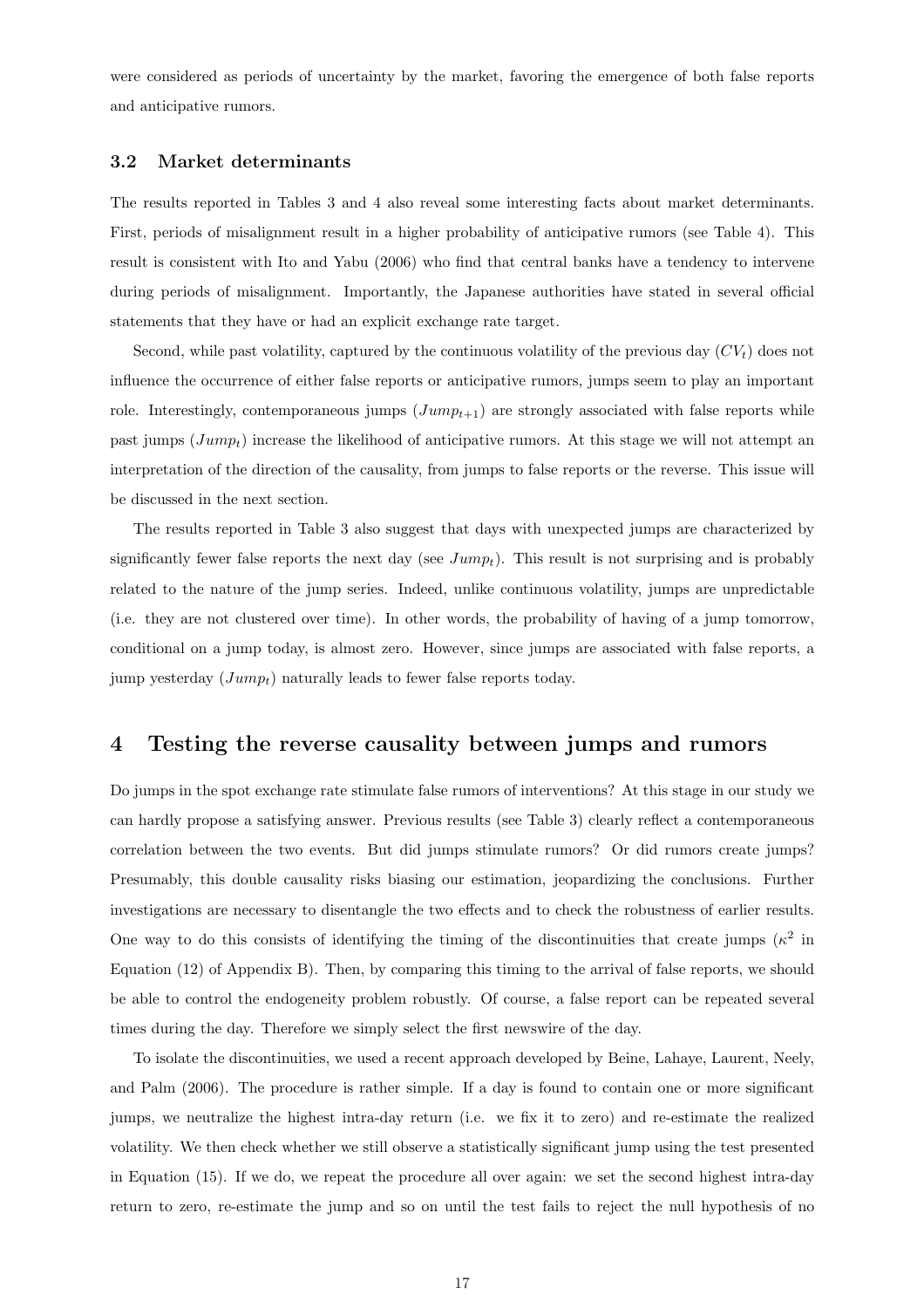were considered as periods of uncertainty by the market, favoring the emergence of both false reports and anticipative rumors.

### 3.2 Market determinants

The results reported in Tables 3 and 4 also reveal some interesting facts about market determinants. First, periods of misalignment result in a higher probability of anticipative rumors (see Table 4). This result is consistent with Ito and Yabu (2006) who find that central banks have a tendency to intervene during periods of misalignment. Importantly, the Japanese authorities have stated in several official statements that they have or had an explicit exchange rate target.

Second, while past volatility, captured by the continuous volatility of the previous day ($CV_t$) does not influence the occurrence of either false reports or anticipative rumors, jumps seem to play an important role. Interestingly, contemporaneous jumps ($Jump_{t+1}$) are strongly associated with false reports while past jumps ($Jump_t$) increase the likelihood of anticipative rumors. At this stage we will not attempt an interpretation of the direction of the causality, from jumps to false reports or the reverse. This issue will be discussed in the next section.

The results reported in Table 3 also suggest that days with unexpected jumps are characterized by significantly fewer false reports the next day (see $Jump_t$). This result is not surprising and is probably related to the nature of the jump series. Indeed, unlike continuous volatility, jumps are unpredictable (i.e. they are not clustered over time). In other words, the probability of having of a jump tomorrow, conditional on a jump today, is almost zero. However, since jumps are associated with false reports, a jump yesterday ($Jump_t$) naturally leads to fewer false reports today.

## 4 Testing the reverse causality between jumps and rumors

Do jumps in the spot exchange rate stimulate false rumors of interventions? At this stage in our study we can hardly propose a satisfying answer. Previous results (see Table 3) clearly reflect a contemporaneous correlation between the two events. But did jumps stimulate rumors? Or did rumors create jumps? Presumably, this double causality risks biasing our estimation, jeopardizing the conclusions. Further investigations are necessary to disentangle the two effects and to check the robustness of earlier results. One way to do this consists of identifying the timing of the discontinuities that create jumps ($\kappa^2$ in Equation (12) of Appendix B). Then, by comparing this timing to the arrival of false reports, we should be able to control the endogeneity problem robustly. Of course, a false report can be repeated several times during the day. Therefore we simply select the first newswire of the day.

To isolate the discontinuities, we used a recent approach developed by Beine, Lahaye, Laurent, Neely, and Palm (2006). The procedure is rather simple. If a day is found to contain one or more significant jumps, we neutralize the highest intra-day return (i.e. we fix it to zero) and re-estimate the realized volatility. We then check whether we still observe a statistically significant jump using the test presented in Equation (15). If we do, we repeat the procedure all over again: we set the second highest intra-day return to zero, re-estimate the jump and so on until the test fails to reject the null hypothesis of no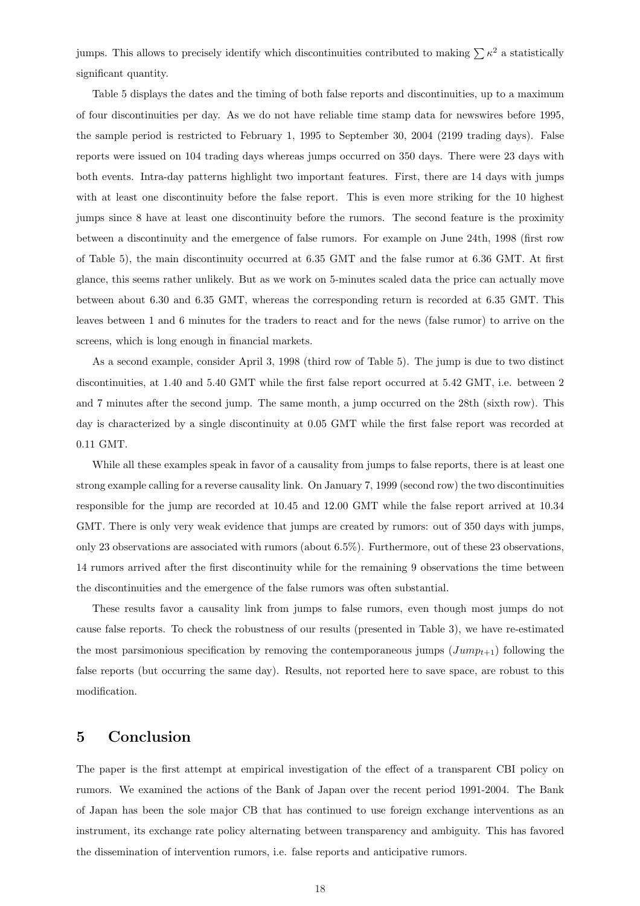jumps. This allows to precisely identify which discontinuities contributed to making $\sum \kappa^2$ a statistically significant quantity.

Table 5 displays the dates and the timing of both false reports and discontinuities, up to a maximum of four discontinuities per day. As we do not have reliable time stamp data for newswires before 1995, the sample period is restricted to February 1, 1995 to September 30, 2004 (2199 trading days). False reports were issued on 104 trading days whereas jumps occurred on 350 days. There were 23 days with both events. Intra-day patterns highlight two important features. First, there are 14 days with jumps with at least one discontinuity before the false report. This is even more striking for the 10 highest jumps since 8 have at least one discontinuity before the rumors. The second feature is the proximity between a discontinuity and the emergence of false rumors. For example on June 24th, 1998 (first row of Table 5), the main discontinuity occurred at 6.35 GMT and the false rumor at 6.36 GMT. At first glance, this seems rather unlikely. But as we work on 5-minutes scaled data the price can actually move between about 6.30 and 6.35 GMT, whereas the corresponding return is recorded at 6.35 GMT. This leaves between 1 and 6 minutes for the traders to react and for the news (false rumor) to arrive on the screens, which is long enough in financial markets.

As a second example, consider April 3, 1998 (third row of Table 5). The jump is due to two distinct discontinuities, at 1.40 and 5.40 GMT while the first false report occurred at 5.42 GMT, i.e. between 2 and 7 minutes after the second jump. The same month, a jump occurred on the 28th (sixth row). This day is characterized by a single discontinuity at 0.05 GMT while the first false report was recorded at 0.11 GMT.

While all these examples speak in favor of a causality from jumps to false reports, there is at least one strong example calling for a reverse causality link. On January 7, 1999 (second row) the two discontinuities responsible for the jump are recorded at 10.45 and 12.00 GMT while the false report arrived at 10.34 GMT. There is only very weak evidence that jumps are created by rumors: out of 350 days with jumps, only 23 observations are associated with rumors (about 6.5%). Furthermore, out of these 23 observations, 14 rumors arrived after the first discontinuity while for the remaining 9 observations the time between the discontinuities and the emergence of the false rumors was often substantial.

These results favor a causality link from jumps to false rumors, even though most jumps do not cause false reports. To check the robustness of our results (presented in Table 3), we have re-estimated the most parsimonious specification by removing the contemporaneous jumps ($Jump_{t+1}$) following the false reports (but occurring the same day). Results, not reported here to save space, are robust to this modification.

# 5 Conclusion

The paper is the first attempt at empirical investigation of the effect of a transparent CBI policy on rumors. We examined the actions of the Bank of Japan over the recent period 1991-2004. The Bank of Japan has been the sole major CB that has continued to use foreign exchange interventions as an instrument, its exchange rate policy alternating between transparency and ambiguity. This has favored the dissemination of intervention rumors, i.e. false reports and anticipative rumors.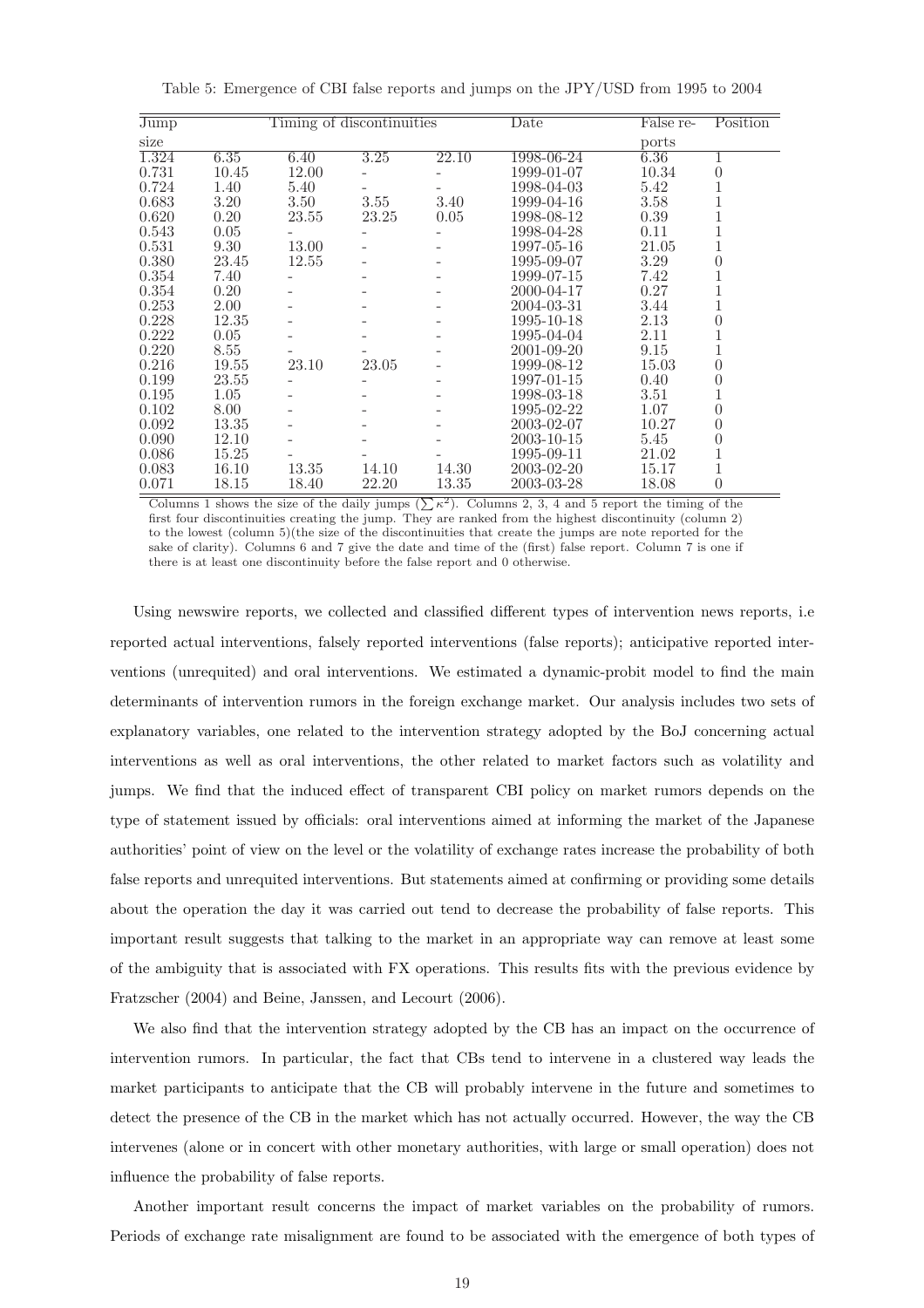Table 5: Emergence of CBI false reports and jumps on the JPY/USD from 1995 to 2004

| Jump size | Timing of discontinuities | | | | Date | False reports | Position |
|---|---|---|---|---|---|---|---|
| 1.324 | 6.35 | 6.40 | 3.25 | 22.10 | 1998-06-24 | 6.36 | 1 |
| 0.731 | 10.45 | 12.00 | - | - | 1999-01-07 | 10.34 | 0 |
| 0.724 | 1.40 | 5.40 | - | - | 1998-04-03 | 5.42 | 1 |
| 0.683 | 3.20 | 3.50 | 3.55 | 3.40 | 1999-04-16 | 3.58 | 1 |
| 0.620 | 0.20 | 23.55 | 23.25 | 0.05 | 1998-08-12 | 0.39 | 1 |
| 0.543 | 0.05 | - | - | - | 1998-04-28 | 0.11 | 1 |
| 0.531 | 9.30 | 13.00 | - | - | 1997-05-16 | 21.05 | 1 |
| 0.380 | 23.45 | 12.55 | - | - | 1995-09-07 | 3.29 | 0 |
| 0.354 | 7.40 | - | - | - | 1999-07-15 | 7.42 | 1 |
| 0.354 | 0.20 | - | - | - | 2000-04-17 | 0.27 | 1 |
| 0.253 | 2.00 | - | - | - | 2004-03-31 | 3.44 | 1 |
| 0.228 | 12.35 | - | - | - | 1995-10-18 | 2.13 | 0 |
| 0.222 | 0.05 | - | - | - | 1995-04-04 | 2.11 | 1 |
| 0.220 | 8.55 | - | - | - | 2001-09-20 | 9.15 | 1 |
| 0.216 | 19.55 | 23.10 | 23.05 | - | 1999-08-12 | 15.03 | 0 |
| 0.199 | 23.55 | - | - | - | 1997-01-15 | 0.40 | 0 |
| 0.195 | 1.05 | - | - | - | 1998-03-18 | 3.51 | 1 |
| 0.102 | 8.00 | - | - | - | 1995-02-22 | 1.07 | 0 |
| 0.092 | 13.35 | - | - | - | 2003-02-07 | 10.27 | 0 |
| 0.090 | 12.10 | - | - | - | 2003-10-15 | 5.45 | 0 |
| 0.086 | 15.25 | - | - | - | 1995-09-11 | 21.02 | 1 |
| 0.083 | 16.10 | 13.35 | 14.10 | 14.30 | 2003-02-20 | 15.17 | 1 |
| 0.071 | 18.15 | 18.40 | 22.20 | 13.35 | 2003-03-28 | 18.08 | 0 |

Columns 1 shows the size of the daily jumps ($\sum \kappa^2$). Columns 2, 3, 4 and 5 report the timing of the first four discontinuities creating the jump. They are ranked from the highest discontinuity (column 2) to the lowest (column 5)(the size of the discontinuities that create the jumps are note reported for the sake of clarity). Columns 6 and 7 give the date and time of the (first) false report. Column 7 is one if there is at least one discontinuity before the false report and 0 otherwise.

Using newswire reports, we collected and classified different types of intervention news reports, i.e reported actual interventions, falsely reported interventions (false reports); anticipative reported interventions (unrequited) and oral interventions. We estimated a dynamic-probit model to find the main determinants of intervention rumors in the foreign exchange market. Our analysis includes two sets of explanatory variables, one related to the intervention strategy adopted by the BoJ concerning actual interventions as well as oral interventions, the other related to market factors such as volatility and jumps. We find that the induced effect of transparent CBI policy on market rumors depends on the type of statement issued by officials: oral interventions aimed at informing the market of the Japanese authorities' point of view on the level or the volatility of exchange rates increase the probability of both false reports and unrequited interventions. But statements aimed at confirming or providing some details about the operation the day it was carried out tend to decrease the probability of false reports. This important result suggests that talking to the market in an appropriate way can remove at least some of the ambiguity that is associated with FX operations. This results fits with the previous evidence by Fratzscher (2004) and Beine, Janssen, and Lecourt (2006).

We also find that the intervention strategy adopted by the CB has an impact on the occurrence of intervention rumors. In particular, the fact that CBs tend to intervene in a clustered way leads the market participants to anticipate that the CB will probably intervene in the future and sometimes to detect the presence of the CB in the market which has not actually occurred. However, the way the CB intervenes (alone or in concert with other monetary authorities, with large or small operation) does not influence the probability of false reports.

Another important result concerns the impact of market variables on the probability of rumors. Periods of exchange rate misalignment are found to be associated with the emergence of both types of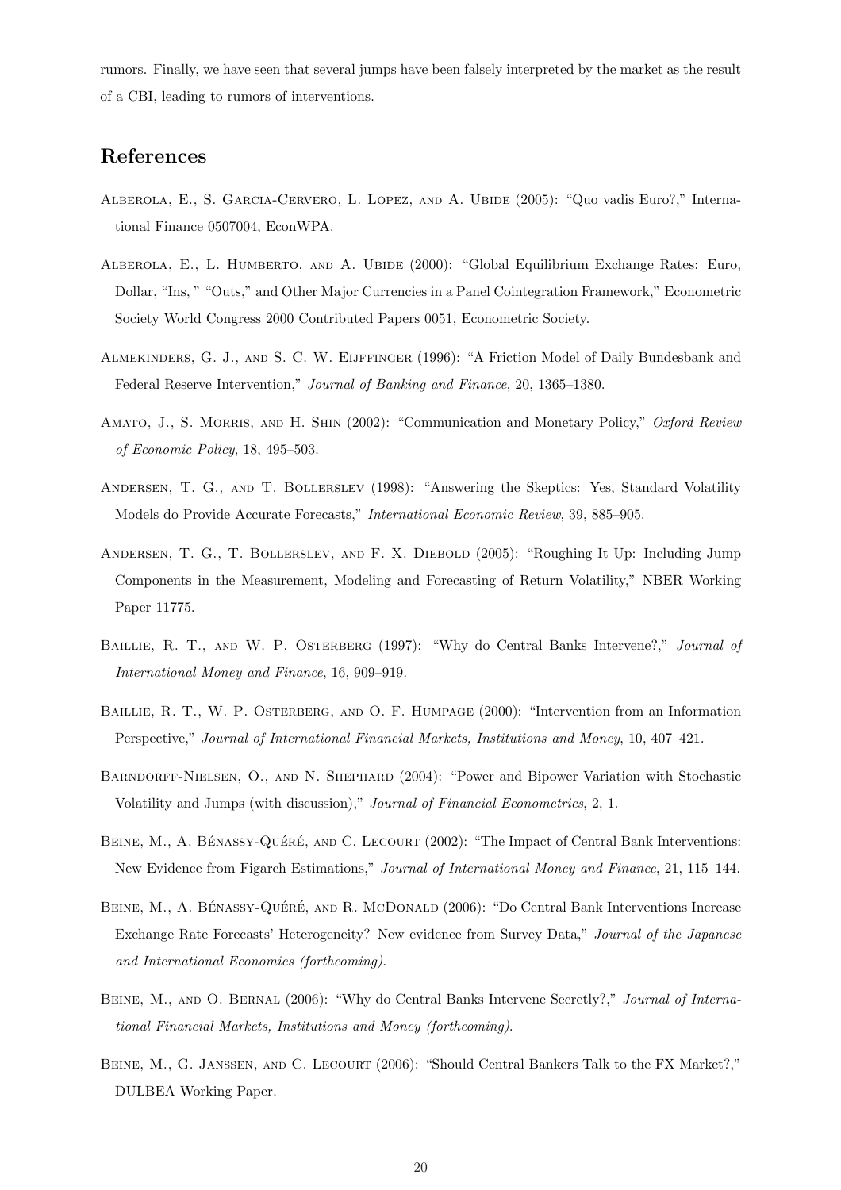rumors. Finally, we have seen that several jumps have been falsely interpreted by the market as the result of a CBI, leading to rumors of interventions.

## References

Alberola, E., S. Garcia-Cervero, L. Lopez, and A. Ubide (2005): "Quo vadis Euro?," International Finance 0507004, EconWPA.

Alberola, E., L. Humberto, and A. Ubide (2000): "Global Equilibrium Exchange Rates: Euro, Dollar, "Ins, " "Outs," and Other Major Currencies in a Panel Cointegration Framework," Econometric Society World Congress 2000 Contributed Papers 0051, Econometric Society.

Almekinders, G. J., and S. C. W. Eijffinger (1996): "A Friction Model of Daily Bundesbank and Federal Reserve Intervention," *Journal of Banking and Finance*, 20, 1365–1380.

Amato, J., S. Morris, and H. Shin (2002): "Communication and Monetary Policy," *Oxford Review of Economic Policy*, 18, 495–503.

Andersen, T. G., and T. Bollerslev (1998): "Answering the Skeptics: Yes, Standard Volatility Models do Provide Accurate Forecasts," *International Economic Review*, 39, 885–905.

Andersen, T. G., T. Bollerslev, and F. X. Diebold (2005): "Roughing It Up: Including Jump Components in the Measurement, Modeling and Forecasting of Return Volatility," NBER Working Paper 11775.

Baillie, R. T., and W. P. Osterberg (1997): "Why do Central Banks Intervene?," *Journal of International Money and Finance*, 16, 909–919.

Baillie, R. T., W. P. Osterberg, and O. F. Humpage (2000): "Intervention from an Information Perspective," *Journal of International Financial Markets, Institutions and Money*, 10, 407–421.

Barndorff-Nielsen, O., and N. Shephard (2004): "Power and Bipower Variation with Stochastic Volatility and Jumps (with discussion)," *Journal of Financial Econometrics*, 2, 1.

Beine, M., A. Bénassy-Quéré, and C. Lecourt (2002): "The Impact of Central Bank Interventions: New Evidence from Figarch Estimations," *Journal of International Money and Finance*, 21, 115–144.

Beine, M., A. Bénassy-Quéré, and R. McDonald (2006): "Do Central Bank Interventions Increase Exchange Rate Forecasts' Heterogeneity? New evidence from Survey Data," *Journal of the Japanese and International Economies (forthcoming)*.

Beine, M., and O. Bernal (2006): "Why do Central Banks Intervene Secretly?," *Journal of International Financial Markets, Institutions and Money (forthcoming)*.

Beine, M., G. Janssen, and C. Lecourt (2006): "Should Central Bankers Talk to the FX Market?," DULBEA Working Paper.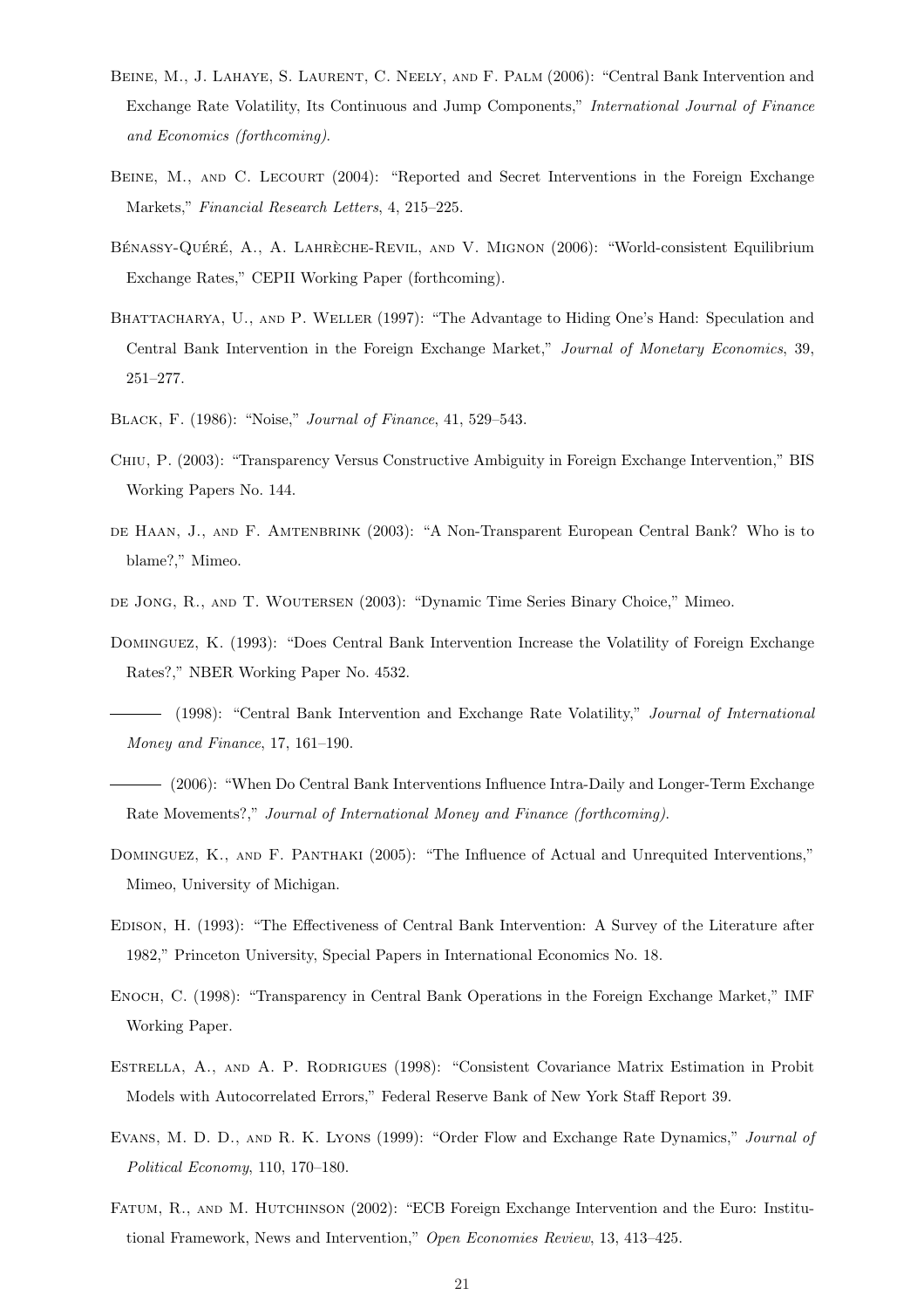Beine, M., J. Lahaye, S. Laurent, C. Neely, and F. Palm (2006): "Central Bank Intervention and Exchange Rate Volatility, Its Continuous and Jump Components," *International Journal of Finance and Economics (forthcoming)*.

Beine, M., and C. Lecourt (2004): "Reported and Secret Interventions in the Foreign Exchange Markets," *Financial Research Letters*, 4, 215–225.

Bénassy-Quéré, A., A. Lahrèche-Revil, and V. Mignon (2006): "World-consistent Equilibrium Exchange Rates," CEPII Working Paper (forthcoming).

Bhattacharya, U., and P. Weller (1997): "The Advantage to Hiding One's Hand: Speculation and Central Bank Intervention in the Foreign Exchange Market," *Journal of Monetary Economics*, 39, 251–277.

Black, F. (1986): "Noise," *Journal of Finance*, 41, 529–543.

Chiu, P. (2003): "Transparency Versus Constructive Ambiguity in Foreign Exchange Intervention," BIS Working Papers No. 144.

de Haan, J., and F. Amtenbrink (2003): "A Non-Transparent European Central Bank? Who is to blame?," Mimeo.

de Jong, R., and T. Woutersen (2003): "Dynamic Time Series Binary Choice," Mimeo.

Dominguez, K. (1993): "Does Central Bank Intervention Increase the Volatility of Foreign Exchange Rates?," NBER Working Paper No. 4532.

——— (1998): "Central Bank Intervention and Exchange Rate Volatility," *Journal of International Money and Finance*, 17, 161–190.

——— (2006): "When Do Central Bank Interventions Influence Intra-Daily and Longer-Term Exchange Rate Movements?," *Journal of International Money and Finance (forthcoming)*.

Dominguez, K., and F. Panthaki (2005): "The Influence of Actual and Unrequited Interventions," Mimeo, University of Michigan.

Edison, H. (1993): "The Effectiveness of Central Bank Intervention: A Survey of the Literature after 1982," Princeton University, Special Papers in International Economics No. 18.

Enoch, C. (1998): "Transparency in Central Bank Operations in the Foreign Exchange Market," IMF Working Paper.

Estrella, A., and A. P. Rodrigues (1998): "Consistent Covariance Matrix Estimation in Probit Models with Autocorrelated Errors," Federal Reserve Bank of New York Staff Report 39.

Evans, M. D. D., and R. K. Lyons (1999): "Order Flow and Exchange Rate Dynamics," *Journal of Political Economy*, 110, 170–180.

Fatum, R., and M. Hutchinson (2002): "ECB Foreign Exchange Intervention and the Euro: Institutional Framework, News and Intervention," *Open Economies Review*, 13, 413–425.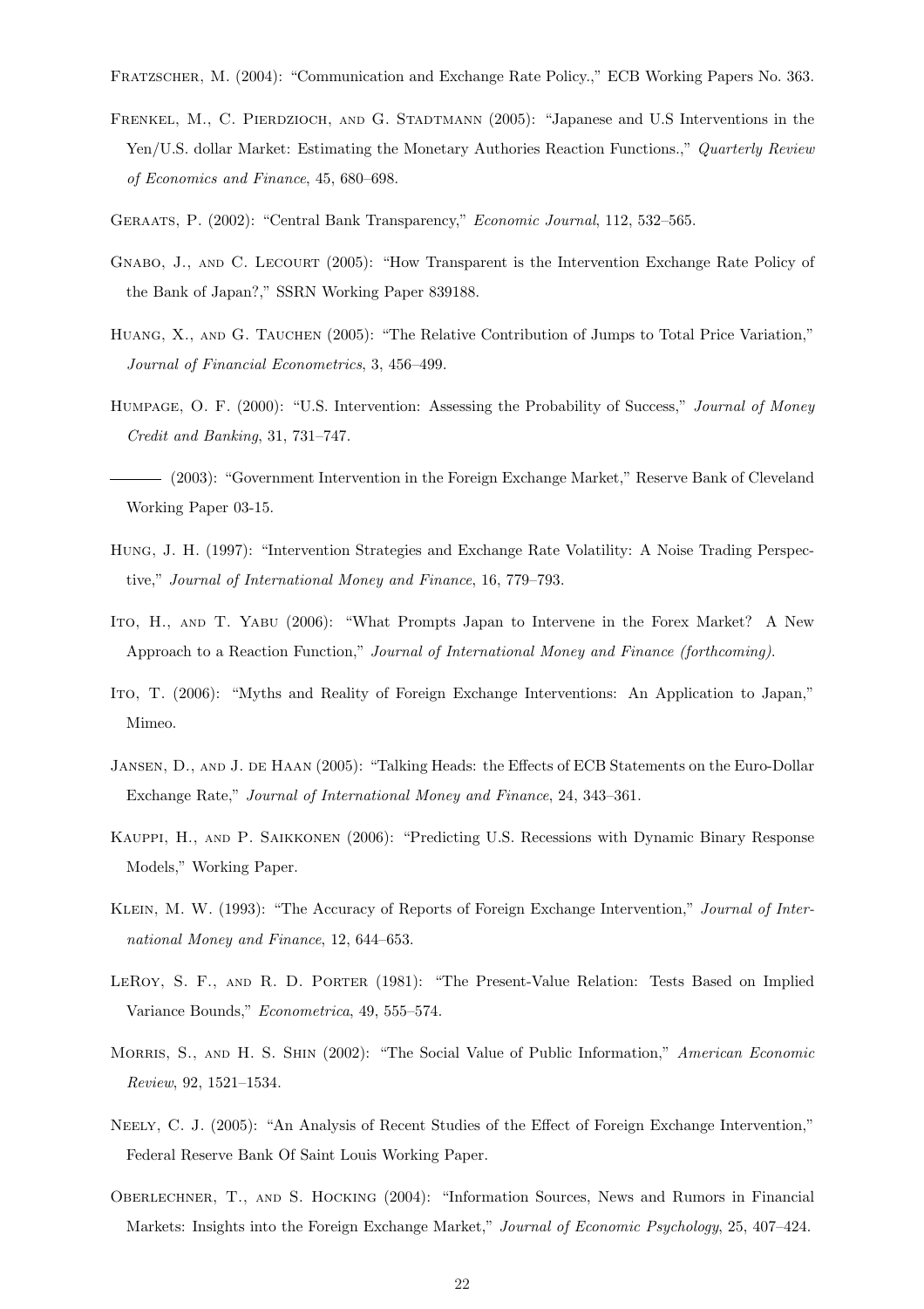Fratzscher, M. (2004): "Communication and Exchange Rate Policy.," ECB Working Papers No. 363.

Frenkel, M., C. Pierdzioch, and G. Stadtmann (2005): "Japanese and U.S Interventions in the Yen/U.S. dollar Market: Estimating the Monetary Authories Reaction Functions.," *Quarterly Review of Economics and Finance*, 45, 680–698.

Geraats, P. (2002): "Central Bank Transparency," *Economic Journal*, 112, 532–565.

Gnabo, J., and C. Lecourt (2005): "How Transparent is the Intervention Exchange Rate Policy of the Bank of Japan?," SSRN Working Paper 839188.

Huang, X., and G. Tauchen (2005): "The Relative Contribution of Jumps to Total Price Variation," *Journal of Financial Econometrics*, 3, 456–499.

Humpage, O. F. (2000): "U.S. Intervention: Assessing the Probability of Success," *Journal of Money Credit and Banking*, 31, 731–747.

——— (2003): "Government Intervention in the Foreign Exchange Market," Reserve Bank of Cleveland Working Paper 03-15.

Hung, J. H. (1997): "Intervention Strategies and Exchange Rate Volatility: A Noise Trading Perspective," *Journal of International Money and Finance*, 16, 779–793.

Ito, H., and T. Yabu (2006): "What Prompts Japan to Intervene in the Forex Market? A New Approach to a Reaction Function," *Journal of International Money and Finance (forthcoming)*.

Ito, T. (2006): "Myths and Reality of Foreign Exchange Interventions: An Application to Japan," Mimeo.

Jansen, D., and J. de Haan (2005): "Talking Heads: the Effects of ECB Statements on the Euro-Dollar Exchange Rate," *Journal of International Money and Finance*, 24, 343–361.

Kauppi, H., and P. Saikkonen (2006): "Predicting U.S. Recessions with Dynamic Binary Response Models," Working Paper.

Klein, M. W. (1993): "The Accuracy of Reports of Foreign Exchange Intervention," *Journal of International Money and Finance*, 12, 644–653.

LeRoy, S. F., and R. D. Porter (1981): "The Present-Value Relation: Tests Based on Implied Variance Bounds," *Econometrica*, 49, 555–574.

Morris, S., and H. S. Shin (2002): "The Social Value of Public Information," *American Economic Review*, 92, 1521–1534.

Neely, C. J. (2005): "An Analysis of Recent Studies of the Effect of Foreign Exchange Intervention," Federal Reserve Bank Of Saint Louis Working Paper.

Oberlechner, T., and S. Hocking (2004): "Information Sources, News and Rumors in Financial Markets: Insights into the Foreign Exchange Market," *Journal of Economic Psychology*, 25, 407–424.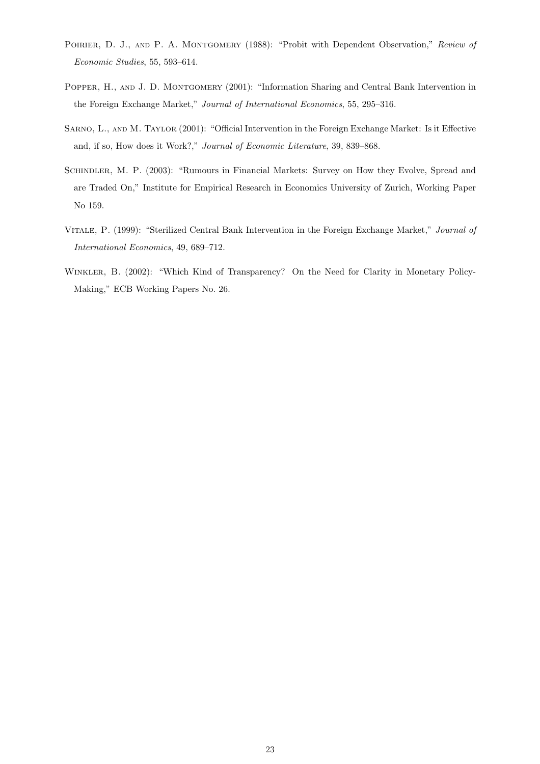Poirier, D. J., and P. A. Montgomery (1988): "Probit with Dependent Observation," *Review of Economic Studies*, 55, 593–614.

Popper, H., and J. D. Montgomery (2001): "Information Sharing and Central Bank Intervention in the Foreign Exchange Market," *Journal of International Economics*, 55, 295–316.

Sarno, L., and M. Taylor (2001): "Official Intervention in the Foreign Exchange Market: Is it Effective and, if so, How does it Work?," *Journal of Economic Literature*, 39, 839–868.

Schindler, M. P. (2003): "Rumours in Financial Markets: Survey on How they Evolve, Spread and are Traded On," Institute for Empirical Research in Economics University of Zurich, Working Paper No 159.

Vitale, P. (1999): "Sterilized Central Bank Intervention in the Foreign Exchange Market," *Journal of International Economics*, 49, 689–712.

Winkler, B. (2002): "Which Kind of Transparency? On the Need for Clarity in Monetary Policy-Making," ECB Working Papers No. 26.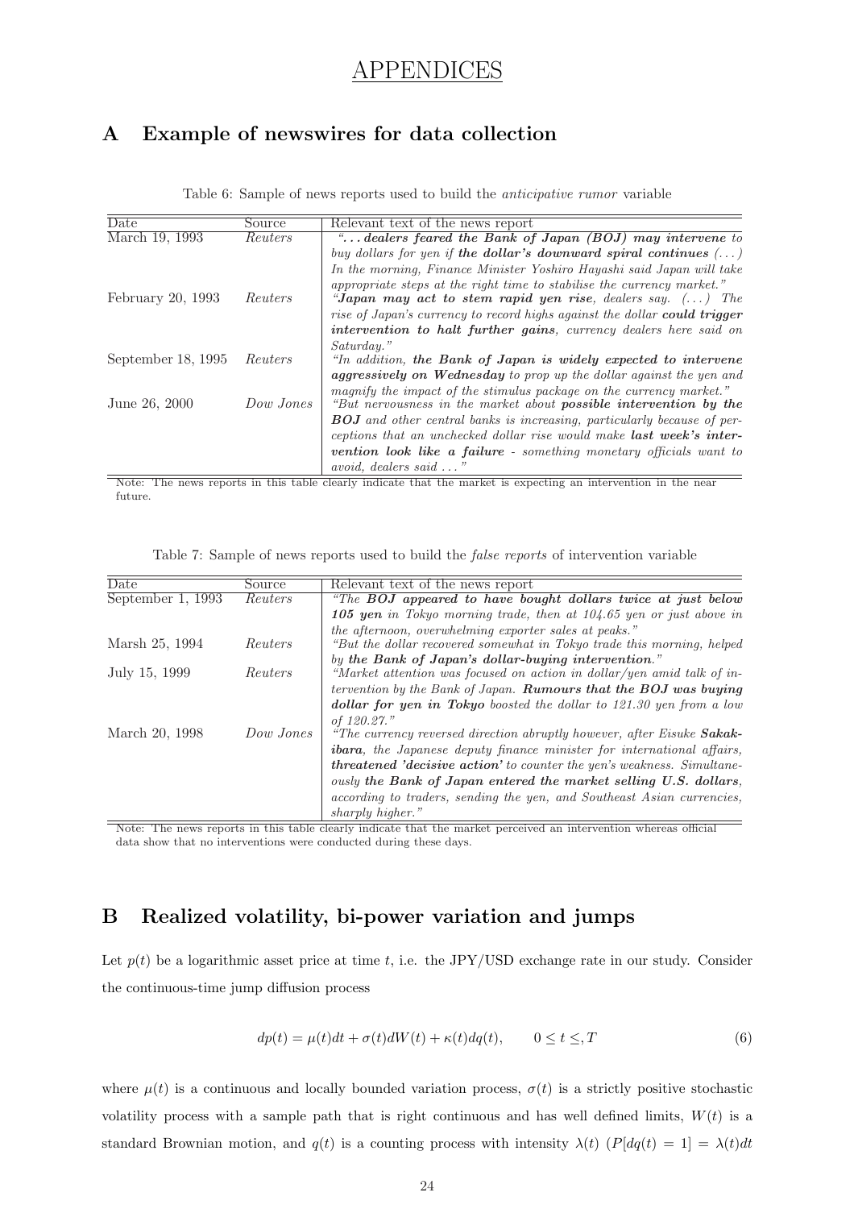// APPENDICES

## A Example of newswires for data collection

Table 6: Sample of news reports used to build the *anticipative rumor* variable

| Date | Source | Relevant text of the news report |
|---|---|---|
| March 19, 1993 | *Reuters* | *"... **dealers feared the Bank of Japan (BOJ) may intervene** to buy dollars for yen if **the dollar's downward spiral continues** (...) In the morning, Finance Minister Yoshiro Hayashi said Japan will take appropriate steps at the right time to stabilise the currency market."* |
| February 20, 1993 | *Reuters* | *"**Japan may act to stem rapid yen rise**, dealers say. (...) The rise of Japan's currency to record highs against the dollar **could trigger intervention to halt further gains**, currency dealers here said on Saturday."* |
| September 18, 1995 | *Reuters* | *"In addition, **the Bank of Japan is widely expected to intervene aggressively on Wednesday** to prop up the dollar against the yen and magnify the impact of the stimulus package on the currency market."* |
| June 26, 2000 | *Dow Jones* | *"But nervousness in the market about **possible intervention by the BOJ** and other central banks is increasing, particularly because of perceptions that an unchecked dollar rise would make **last week's intervention look like a failure** - something monetary officials want to avoid, dealers said ..."* |

Note: The news reports in this table clearly indicate that the market is expecting an intervention in the near future.

Table 7: Sample of news reports used to build the *false reports* of intervention variable

| Date | Source | Relevant text of the news report |
|---|---|---|
| September 1, 1993 | *Reuters* | *"The **BOJ appeared to have bought dollars twice at just below 105 yen** in Tokyo morning trade, then at 104.65 yen or just above in the afternoon, overwhelming exporter sales at peaks."* |
| Marsh 25, 1994 | *Reuters* | *"But the dollar recovered somewhat in Tokyo trade this morning, helped by **the Bank of Japan's dollar-buying intervention**."* |
| July 15, 1999 | *Reuters* | *"Market attention was focused on action in dollar/yen amid talk of intervention by the Bank of Japan. **Rumours that the BOJ was buying dollar for yen in Tokyo** boosted the dollar to 121.30 yen from a low of 120.27."* |
| March 20, 1998 | *Dow Jones* | *"The currency reversed direction abruptly however, after Eisuke **Sakakibara**, the Japanese deputy finance minister for international affairs, **threatened 'decisive action'** to counter the yen's weakness. Simultaneously **the Bank of Japan entered the market selling U.S. dollars**, according to traders, sending the yen, and Southeast Asian currencies, sharply higher."* |

Note: The news reports in this table clearly indicate that the market perceived an intervention whereas official data show that no interventions were conducted during these days.

## B Realized volatility, bi-power variation and jumps

Let $p(t)$ be a logarithmic asset price at time $t$, i.e. the JPY/USD exchange rate in our study. Consider the continuous-time jump diffusion process

$$dp(t) = \mu(t)dt + \sigma(t)dW(t) + \kappa(t)dq(t), \qquad 0 \leq t \leq, T \tag{6}$$

where $\mu(t)$ is a continuous and locally bounded variation process, $\sigma(t)$ is a strictly positive stochastic volatility process with a sample path that is right continuous and has well defined limits, $W(t)$ is a standard Brownian motion, and $q(t)$ is a counting process with intensity $\lambda(t)$ ($P[dq(t) = 1] = \lambda(t)dt$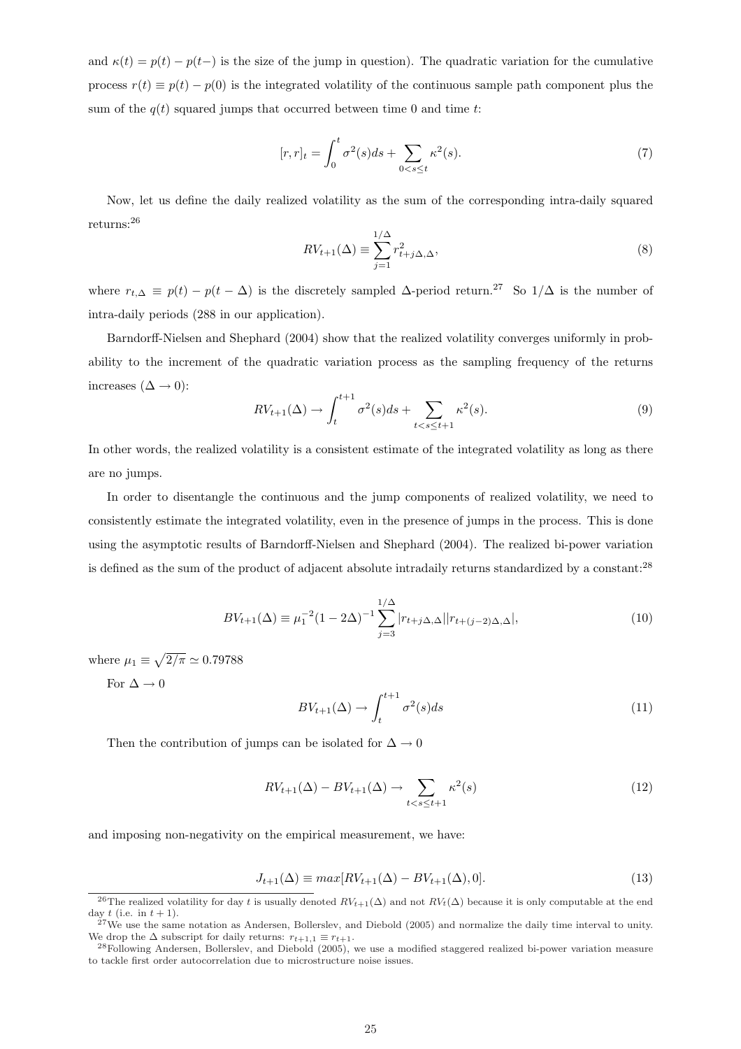and $\kappa(t) = p(t) - p(t-)$ is the size of the jump in question). The quadratic variation for the cumulative process $r(t) \equiv p(t) - p(0)$ is the integrated volatility of the continuous sample path component plus the sum of the $q(t)$ squared jumps that occurred between time 0 and time $t$:

$$[r, r]_t = \int_0^t \sigma^2(s)ds + \sum_{0<s\leq t} \kappa^2(s). \tag{7}$$

Now, let us define the daily realized volatility as the sum of the corresponding intra-daily squared returns:[26]

$$RV_{t+1}(\Delta) \equiv \sum_{j=1}^{1/\Delta} r^2_{t+j\Delta,\Delta}, \tag{8}$$

where $r_{t,\Delta} \equiv p(t) - p(t-\Delta)$ is the discretely sampled $\Delta$-period return.[27] So $1/\Delta$ is the number of intra-daily periods (288 in our application).

Barndorff-Nielsen and Shephard (2004) show that the realized volatility converges uniformly in probability to the increment of the quadratic variation process as the sampling frequency of the returns increases ($\Delta \rightarrow 0$):

$$RV_{t+1}(\Delta) \rightarrow \int_t^{t+1} \sigma^2(s)ds + \sum_{t<s\leq t+1} \kappa^2(s). \tag{9}$$

In other words, the realized volatility is a consistent estimate of the integrated volatility as long as there are no jumps.

In order to disentangle the continuous and the jump components of realized volatility, we need to consistently estimate the integrated volatility, even in the presence of jumps in the process. This is done using the asymptotic results of Barndorff-Nielsen and Shephard (2004). The realized bi-power variation is defined as the sum of the product of adjacent absolute intradaily returns standardized by a constant:[28]

$$BV_{t+1}(\Delta) \equiv \mu_1^{-2}(1-2\Delta)^{-1} \sum_{j=3}^{1/\Delta} |r_{t+j\Delta,\Delta}||r_{t+(j-2)\Delta,\Delta}|, \tag{10}$$

where $\mu_1 \equiv \sqrt{2/\pi} \simeq 0.79788$

For $\Delta \rightarrow 0$

$$BV_{t+1}(\Delta) \rightarrow \int_t^{t+1} \sigma^2(s)ds \tag{11}$$

Then the contribution of jumps can be isolated for $\Delta \rightarrow 0$

$$RV_{t+1}(\Delta) - BV_{t+1}(\Delta) \rightarrow \sum_{t<s\leq t+1} \kappa^2(s) \tag{12}$$

and imposing non-negativity on the empirical measurement, we have:

$$J_{t+1}(\Delta) \equiv max[RV_{t+1}(\Delta) - BV_{t+1}(\Delta), 0]. \tag{13}$$

[26] The realized volatility for day $t$ is usually denoted $RV_{t+1}(\Delta)$ and not $RV_t(\Delta)$ because it is only computable at the end day $t$ (i.e. in $t+1$).

[27] We use the same notation as Andersen, Bollerslev, and Diebold (2005) and normalize the daily time interval to unity. We drop the $\Delta$ subscript for daily returns: $r_{t+1,1} \equiv r_{t+1}$.

[28] Following Andersen, Bollerslev, and Diebold (2005), we use a modified staggered realized bi-power variation measure to tackle first order autocorrelation due to microstructure noise issues.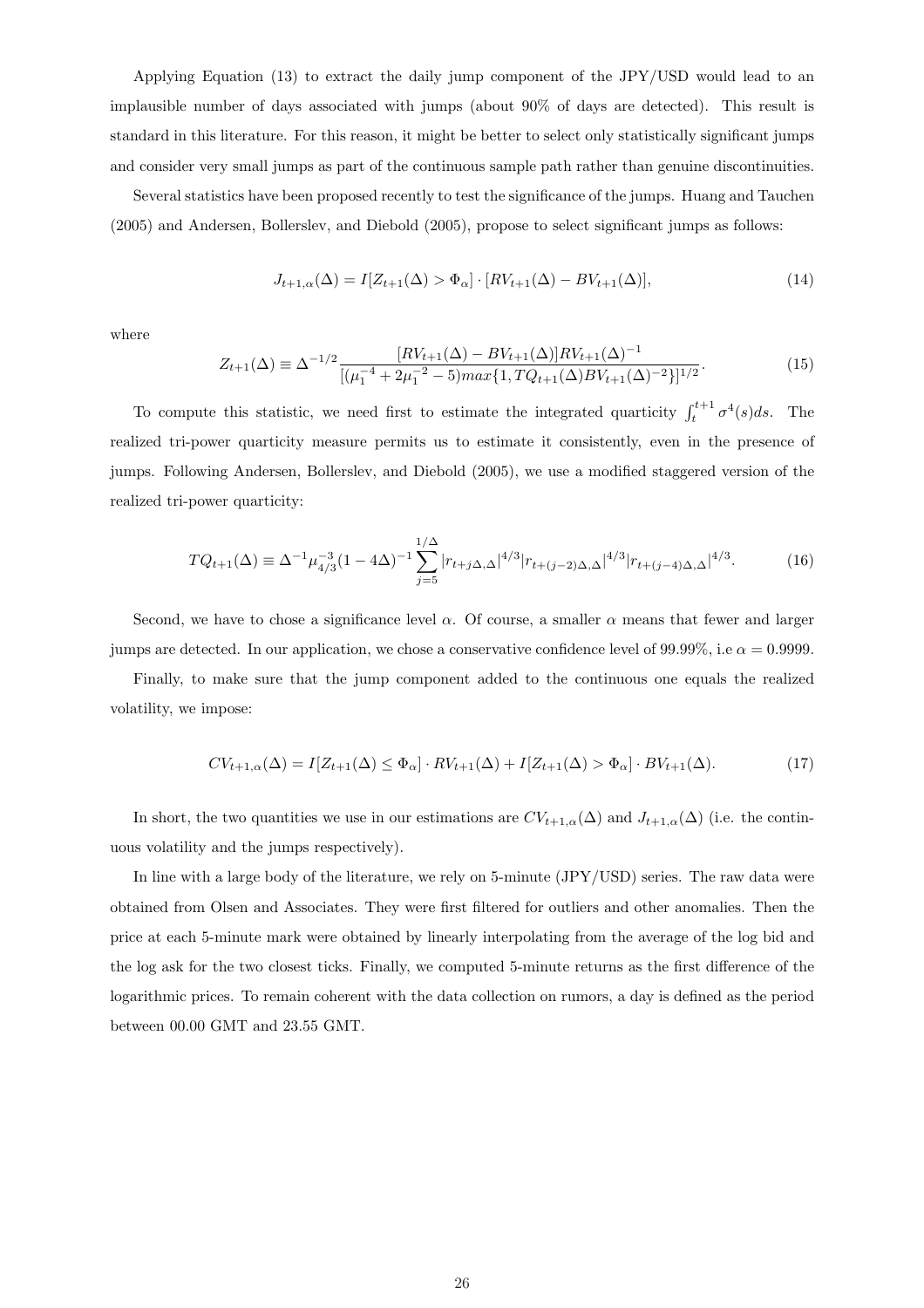Applying Equation (13) to extract the daily jump component of the JPY/USD would lead to an implausible number of days associated with jumps (about 90% of days are detected). This result is standard in this literature. For this reason, it might be better to select only statistically significant jumps and consider very small jumps as part of the continuous sample path rather than genuine discontinuities.

Several statistics have been proposed recently to test the significance of the jumps. Huang and Tauchen (2005) and Andersen, Bollerslev, and Diebold (2005), propose to select significant jumps as follows:

$$J_{t+1,\alpha}(\Delta) = I[Z_{t+1}(\Delta) > \Phi_\alpha] \cdot [RV_{t+1}(\Delta) - BV_{t+1}(\Delta)], \tag{14}$$

where

$$Z_{t+1}(\Delta) \equiv \Delta^{-1/2} \frac{[RV_{t+1}(\Delta) - BV_{t+1}(\Delta)]RV_{t+1}(\Delta)^{-1}}{[(\mu_1^{-4} + 2\mu_1^{-2} - 5)max\{1, TQ_{t+1}(\Delta)BV_{t+1}(\Delta)^{-2}\}]^{1/2}}. \tag{15}$$

To compute this statistic, we need first to estimate the integrated quarticity $\int_t^{t+1} \sigma^4(s)ds$. The realized tri-power quarticity measure permits us to estimate it consistently, even in the presence of jumps. Following Andersen, Bollerslev, and Diebold (2005), we use a modified staggered version of the realized tri-power quarticity:

$$TQ_{t+1}(\Delta) \equiv \Delta^{-1}\mu_{4/3}^{-3}(1-4\Delta)^{-1} \sum_{j=5}^{1/\Delta} |r_{t+j\Delta,\Delta}|^{4/3} |r_{t+(j-2)\Delta,\Delta}|^{4/3} |r_{t+(j-4)\Delta,\Delta}|^{4/3}. \tag{16}$$

Second, we have to chose a significance level $\alpha$. Of course, a smaller $\alpha$ means that fewer and larger jumps are detected. In our application, we chose a conservative confidence level of 99.99%, i.e $\alpha = 0.9999$.

Finally, to make sure that the jump component added to the continuous one equals the realized volatility, we impose:

$$CV_{t+1,\alpha}(\Delta) = I[Z_{t+1}(\Delta) \leq \Phi_\alpha] \cdot RV_{t+1}(\Delta) + I[Z_{t+1}(\Delta) > \Phi_\alpha] \cdot BV_{t+1}(\Delta). \tag{17}$$

In short, the two quantities we use in our estimations are $CV_{t+1,\alpha}(\Delta)$ and $J_{t+1,\alpha}(\Delta)$ (i.e. the continuous volatility and the jumps respectively).

In line with a large body of the literature, we rely on 5-minute (JPY/USD) series. The raw data were obtained from Olsen and Associates. They were first filtered for outliers and other anomalies. Then the price at each 5-minute mark were obtained by linearly interpolating from the average of the log bid and the log ask for the two closest ticks. Finally, we computed 5-minute returns as the first difference of the logarithmic prices. To remain coherent with the data collection on rumors, a day is defined as the period between 00.00 GMT and 23.55 GMT.